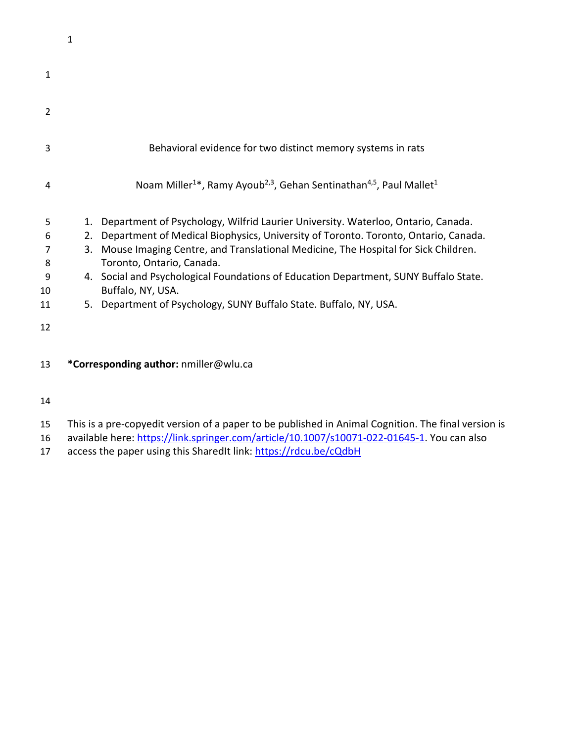# Behavioral evidence for two distinct memory systems in rats

Noam Miller[1]*, Ramy Ayoub[2,3], Gehan Sentinathan[4,5], Paul Mallet[1]

1. Department of Psychology, Wilfrid Laurier University. Waterloo, Ontario, Canada.
2. Department of Medical Biophysics, University of Toronto. Toronto, Ontario, Canada.
3. Mouse Imaging Centre, and Translational Medicine, The Hospital for Sick Children. Toronto, Ontario, Canada.
4. Social and Psychological Foundations of Education Department, SUNY Buffalo State. Buffalo, NY, USA.
5. Department of Psychology, SUNY Buffalo State. Buffalo, NY, USA.

**\*Corresponding author:** nmiller@wlu.ca

This is a pre-copyedit version of a paper to be published in Animal Cognition. The final version is available here: https://link.springer.com/article/10.1007/s10071-022-01645-1. You can also access the paper using this SharedIt link: https://rdcu.be/cQdbH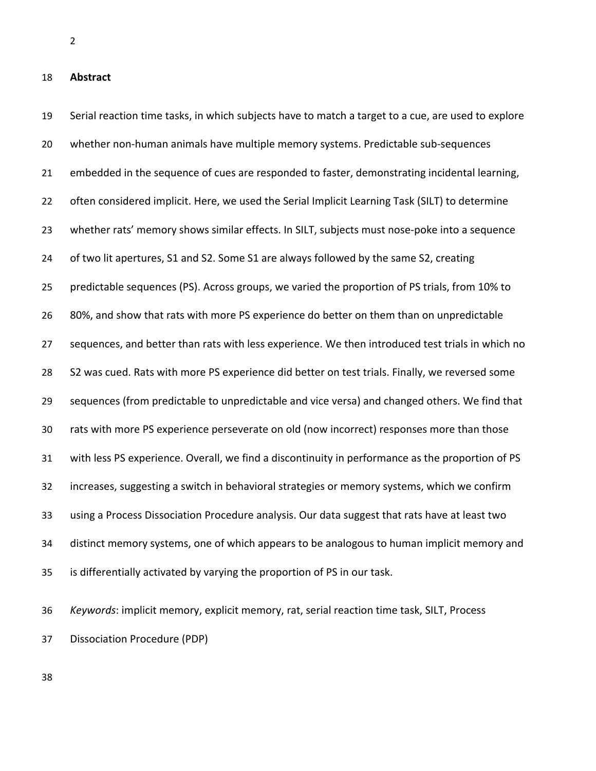## Abstract

Serial reaction time tasks, in which subjects have to match a target to a cue, are used to explore whether non-human animals have multiple memory systems. Predictable sub-sequences embedded in the sequence of cues are responded to faster, demonstrating incidental learning, often considered implicit. Here, we used the Serial Implicit Learning Task (SILT) to determine whether rats' memory shows similar effects. In SILT, subjects must nose-poke into a sequence of two lit apertures, S1 and S2. Some S1 are always followed by the same S2, creating predictable sequences (PS). Across groups, we varied the proportion of PS trials, from 10% to 80%, and show that rats with more PS experience do better on them than on unpredictable sequences, and better than rats with less experience. We then introduced test trials in which no S2 was cued. Rats with more PS experience did better on test trials. Finally, we reversed some sequences (from predictable to unpredictable and vice versa) and changed others. We find that rats with more PS experience perseverate on old (now incorrect) responses more than those with less PS experience. Overall, we find a discontinuity in performance as the proportion of PS increases, suggesting a switch in behavioral strategies or memory systems, which we confirm using a Process Dissociation Procedure analysis. Our data suggest that rats have at least two distinct memory systems, one of which appears to be analogous to human implicit memory and is differentially activated by varying the proportion of PS in our task.

*Keywords*: implicit memory, explicit memory, rat, serial reaction time task, SILT, Process Dissociation Procedure (PDP)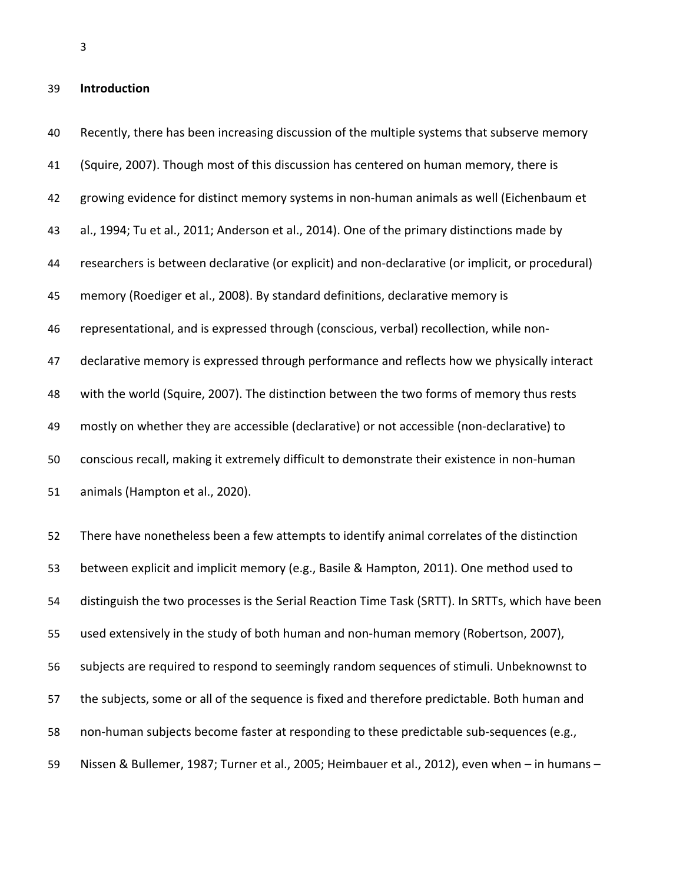## Introduction

Recently, there has been increasing discussion of the multiple systems that subserve memory (Squire, 2007). Though most of this discussion has centered on human memory, there is growing evidence for distinct memory systems in non-human animals as well (Eichenbaum et al., 1994; Tu et al., 2011; Anderson et al., 2014). One of the primary distinctions made by researchers is between declarative (or explicit) and non-declarative (or implicit, or procedural) memory (Roediger et al., 2008). By standard definitions, declarative memory is representational, and is expressed through (conscious, verbal) recollection, while non-declarative memory is expressed through performance and reflects how we physically interact with the world (Squire, 2007). The distinction between the two forms of memory thus rests mostly on whether they are accessible (declarative) or not accessible (non-declarative) to conscious recall, making it extremely difficult to demonstrate their existence in non-human animals (Hampton et al., 2020).

There have nonetheless been a few attempts to identify animal correlates of the distinction between explicit and implicit memory (e.g., Basile & Hampton, 2011). One method used to distinguish the two processes is the Serial Reaction Time Task (SRTT). In SRTTs, which have been used extensively in the study of both human and non-human memory (Robertson, 2007), subjects are required to respond to seemingly random sequences of stimuli. Unbeknownst to the subjects, some or all of the sequence is fixed and therefore predictable. Both human and non-human subjects become faster at responding to these predictable sub-sequences (e.g., Nissen & Bullemer, 1987; Turner et al., 2005; Heimbauer et al., 2012), even when – in humans –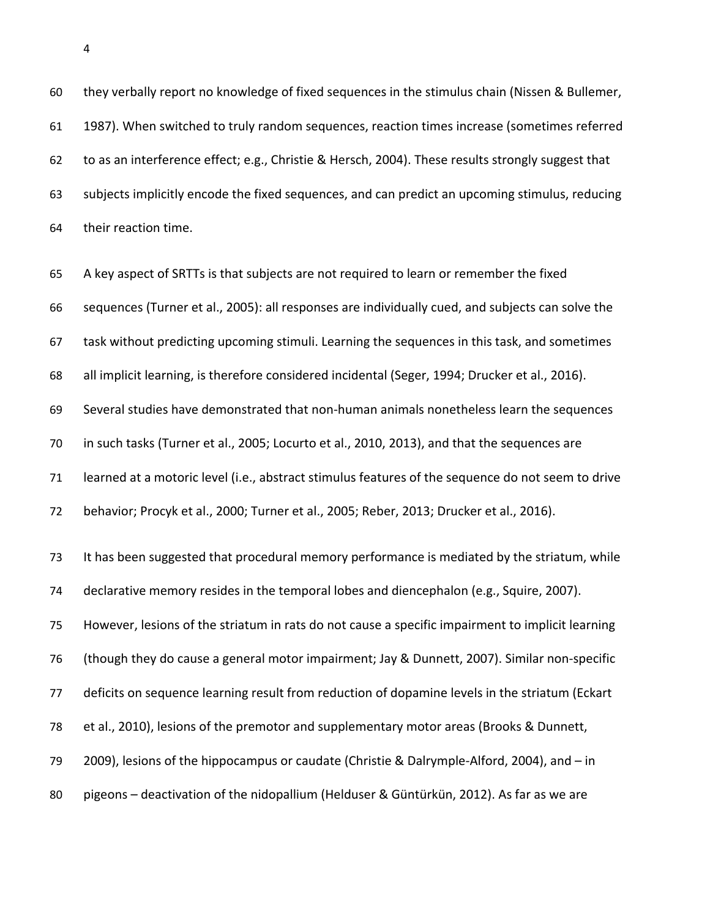they verbally report no knowledge of fixed sequences in the stimulus chain (Nissen & Bullemer, 1987). When switched to truly random sequences, reaction times increase (sometimes referred to as an interference effect; e.g., Christie & Hersch, 2004). These results strongly suggest that subjects implicitly encode the fixed sequences, and can predict an upcoming stimulus, reducing their reaction time.

A key aspect of SRTTs is that subjects are not required to learn or remember the fixed sequences (Turner et al., 2005): all responses are individually cued, and subjects can solve the task without predicting upcoming stimuli. Learning the sequences in this task, and sometimes all implicit learning, is therefore considered incidental (Seger, 1994; Drucker et al., 2016). Several studies have demonstrated that non-human animals nonetheless learn the sequences in such tasks (Turner et al., 2005; Locurto et al., 2010, 2013), and that the sequences are learned at a motoric level (i.e., abstract stimulus features of the sequence do not seem to drive behavior; Procyk et al., 2000; Turner et al., 2005; Reber, 2013; Drucker et al., 2016).

It has been suggested that procedural memory performance is mediated by the striatum, while declarative memory resides in the temporal lobes and diencephalon (e.g., Squire, 2007). However, lesions of the striatum in rats do not cause a specific impairment to implicit learning (though they do cause a general motor impairment; Jay & Dunnett, 2007). Similar non-specific deficits on sequence learning result from reduction of dopamine levels in the striatum (Eckart et al., 2010), lesions of the premotor and supplementary motor areas (Brooks & Dunnett, 2009), lesions of the hippocampus or caudate (Christie & Dalrymple-Alford, 2004), and – in pigeons – deactivation of the nidopallium (Helduser & Güntürkün, 2012). As far as we are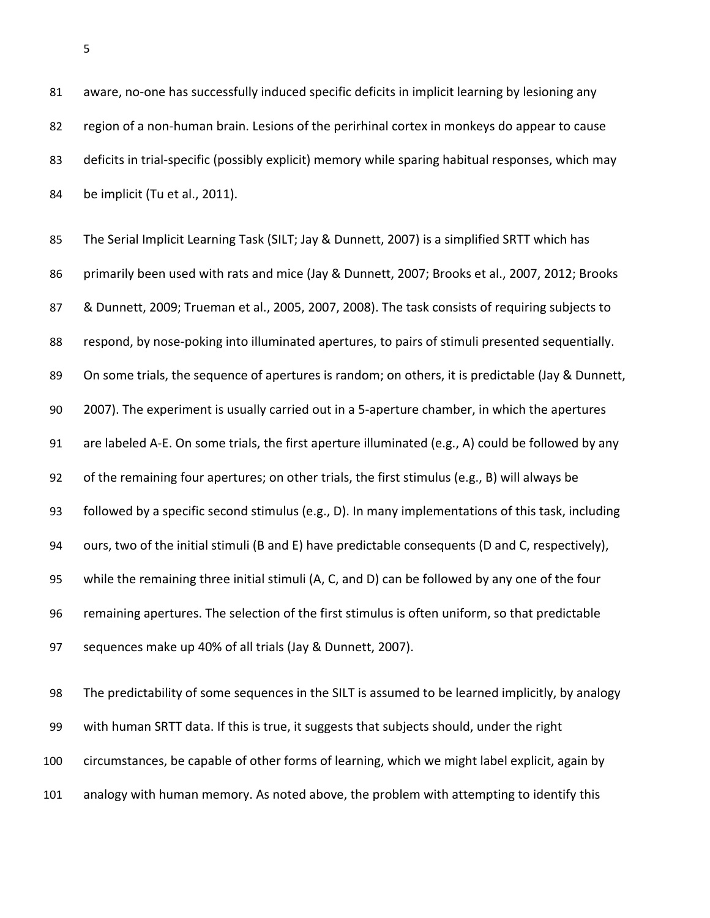aware, no-one has successfully induced specific deficits in implicit learning by lesioning any region of a non-human brain. Lesions of the perirhinal cortex in monkeys do appear to cause deficits in trial-specific (possibly explicit) memory while sparing habitual responses, which may be implicit (Tu et al., 2011).

The Serial Implicit Learning Task (SILT; Jay & Dunnett, 2007) is a simplified SRTT which has primarily been used with rats and mice (Jay & Dunnett, 2007; Brooks et al., 2007, 2012; Brooks & Dunnett, 2009; Trueman et al., 2005, 2007, 2008). The task consists of requiring subjects to respond, by nose-poking into illuminated apertures, to pairs of stimuli presented sequentially. On some trials, the sequence of apertures is random; on others, it is predictable (Jay & Dunnett, 2007). The experiment is usually carried out in a 5-aperture chamber, in which the apertures are labeled A-E. On some trials, the first aperture illuminated (e.g., A) could be followed by any of the remaining four apertures; on other trials, the first stimulus (e.g., B) will always be followed by a specific second stimulus (e.g., D). In many implementations of this task, including ours, two of the initial stimuli (B and E) have predictable consequents (D and C, respectively), while the remaining three initial stimuli (A, C, and D) can be followed by any one of the four remaining apertures. The selection of the first stimulus is often uniform, so that predictable sequences make up 40% of all trials (Jay & Dunnett, 2007).

The predictability of some sequences in the SILT is assumed to be learned implicitly, by analogy with human SRTT data. If this is true, it suggests that subjects should, under the right circumstances, be capable of other forms of learning, which we might label explicit, again by analogy with human memory. As noted above, the problem with attempting to identify this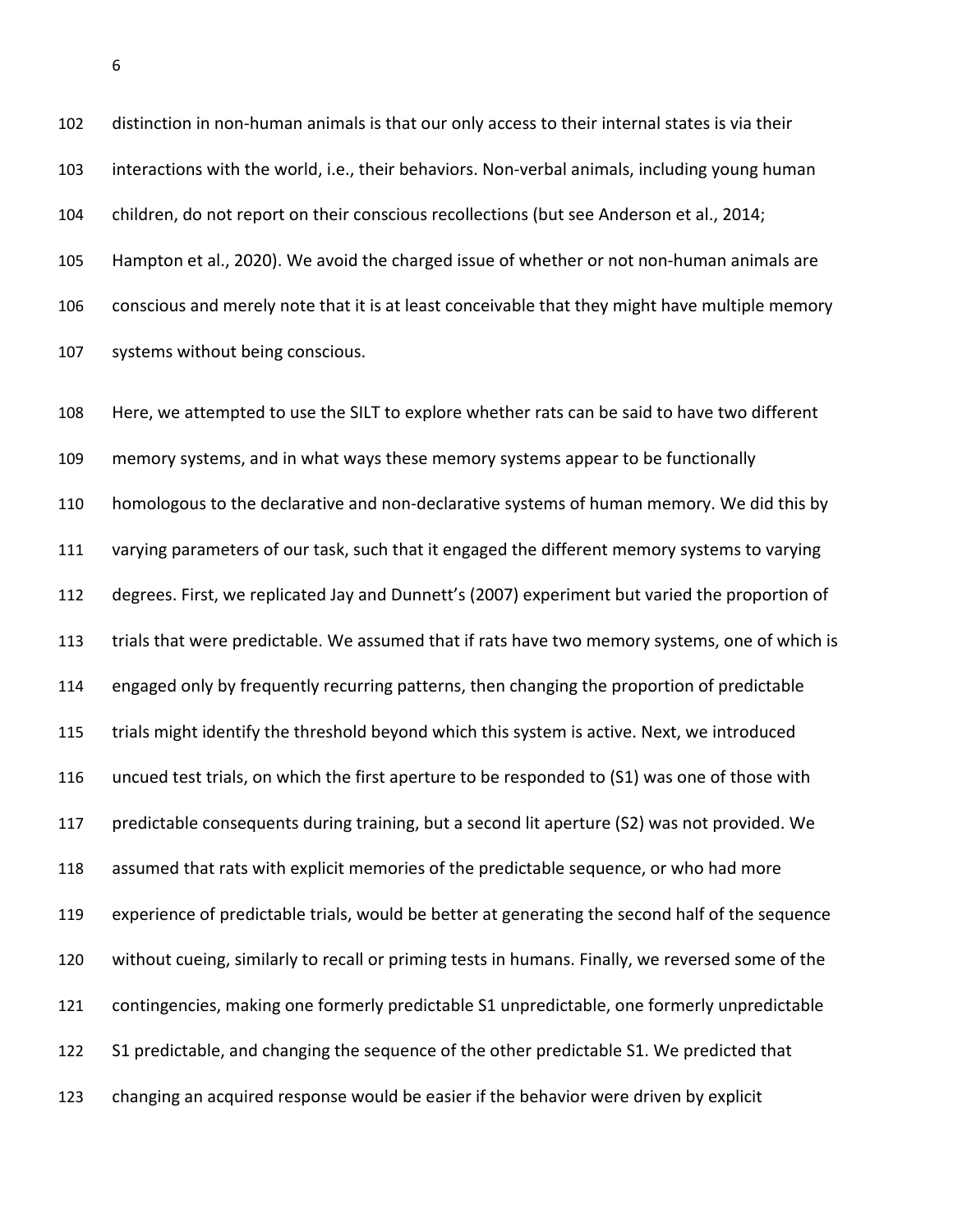distinction in non-human animals is that our only access to their internal states is via their interactions with the world, i.e., their behaviors. Non-verbal animals, including young human children, do not report on their conscious recollections (but see Anderson et al., 2014; Hampton et al., 2020). We avoid the charged issue of whether or not non-human animals are conscious and merely note that it is at least conceivable that they might have multiple memory systems without being conscious.

Here, we attempted to use the SILT to explore whether rats can be said to have two different memory systems, and in what ways these memory systems appear to be functionally homologous to the declarative and non-declarative systems of human memory. We did this by varying parameters of our task, such that it engaged the different memory systems to varying degrees. First, we replicated Jay and Dunnett's (2007) experiment but varied the proportion of trials that were predictable. We assumed that if rats have two memory systems, one of which is engaged only by frequently recurring patterns, then changing the proportion of predictable trials might identify the threshold beyond which this system is active. Next, we introduced uncued test trials, on which the first aperture to be responded to (S1) was one of those with predictable consequents during training, but a second lit aperture (S2) was not provided. We assumed that rats with explicit memories of the predictable sequence, or who had more experience of predictable trials, would be better at generating the second half of the sequence without cueing, similarly to recall or priming tests in humans. Finally, we reversed some of the contingencies, making one formerly predictable S1 unpredictable, one formerly unpredictable S1 predictable, and changing the sequence of the other predictable S1. We predicted that changing an acquired response would be easier if the behavior were driven by explicit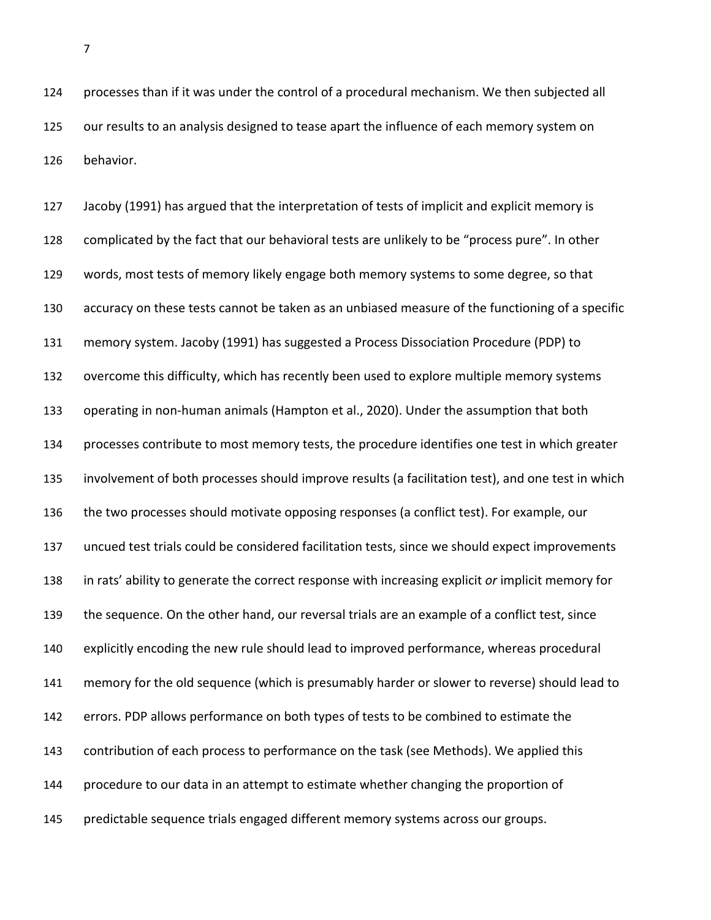processes than if it was under the control of a procedural mechanism. We then subjected all our results to an analysis designed to tease apart the influence of each memory system on behavior.

Jacoby (1991) has argued that the interpretation of tests of implicit and explicit memory is complicated by the fact that our behavioral tests are unlikely to be "process pure". In other words, most tests of memory likely engage both memory systems to some degree, so that accuracy on these tests cannot be taken as an unbiased measure of the functioning of a specific memory system. Jacoby (1991) has suggested a Process Dissociation Procedure (PDP) to overcome this difficulty, which has recently been used to explore multiple memory systems operating in non-human animals (Hampton et al., 2020). Under the assumption that both processes contribute to most memory tests, the procedure identifies one test in which greater involvement of both processes should improve results (a facilitation test), and one test in which the two processes should motivate opposing responses (a conflict test). For example, our uncued test trials could be considered facilitation tests, since we should expect improvements in rats' ability to generate the correct response with increasing explicit *or* implicit memory for the sequence. On the other hand, our reversal trials are an example of a conflict test, since explicitly encoding the new rule should lead to improved performance, whereas procedural memory for the old sequence (which is presumably harder or slower to reverse) should lead to errors. PDP allows performance on both types of tests to be combined to estimate the contribution of each process to performance on the task (see Methods). We applied this procedure to our data in an attempt to estimate whether changing the proportion of predictable sequence trials engaged different memory systems across our groups.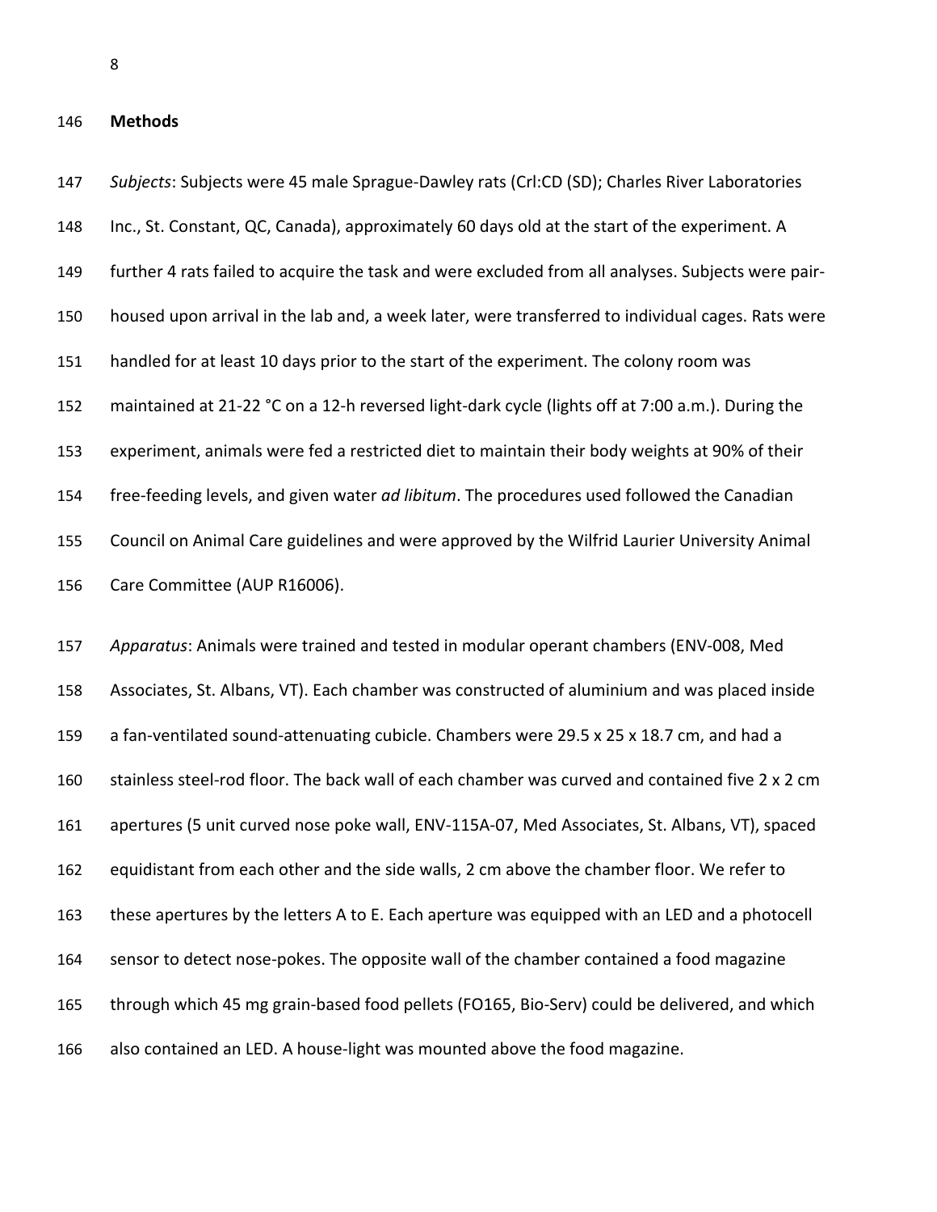## Methods

*Subjects*: Subjects were 45 male Sprague-Dawley rats (Crl:CD (SD); Charles River Laboratories Inc., St. Constant, QC, Canada), approximately 60 days old at the start of the experiment. A further 4 rats failed to acquire the task and were excluded from all analyses. Subjects were pair-housed upon arrival in the lab and, a week later, were transferred to individual cages. Rats were handled for at least 10 days prior to the start of the experiment. The colony room was maintained at 21-22 °C on a 12-h reversed light-dark cycle (lights off at 7:00 a.m.). During the experiment, animals were fed a restricted diet to maintain their body weights at 90% of their free-feeding levels, and given water *ad libitum*. The procedures used followed the Canadian Council on Animal Care guidelines and were approved by the Wilfrid Laurier University Animal Care Committee (AUP R16006).

*Apparatus*: Animals were trained and tested in modular operant chambers (ENV-008, Med Associates, St. Albans, VT). Each chamber was constructed of aluminium and was placed inside a fan-ventilated sound-attenuating cubicle. Chambers were 29.5 x 25 x 18.7 cm, and had a stainless steel-rod floor. The back wall of each chamber was curved and contained five 2 x 2 cm apertures (5 unit curved nose poke wall, ENV-115A-07, Med Associates, St. Albans, VT), spaced equidistant from each other and the side walls, 2 cm above the chamber floor. We refer to these apertures by the letters A to E. Each aperture was equipped with an LED and a photocell sensor to detect nose-pokes. The opposite wall of the chamber contained a food magazine through which 45 mg grain-based food pellets (FO165, Bio-Serv) could be delivered, and which also contained an LED. A house-light was mounted above the food magazine.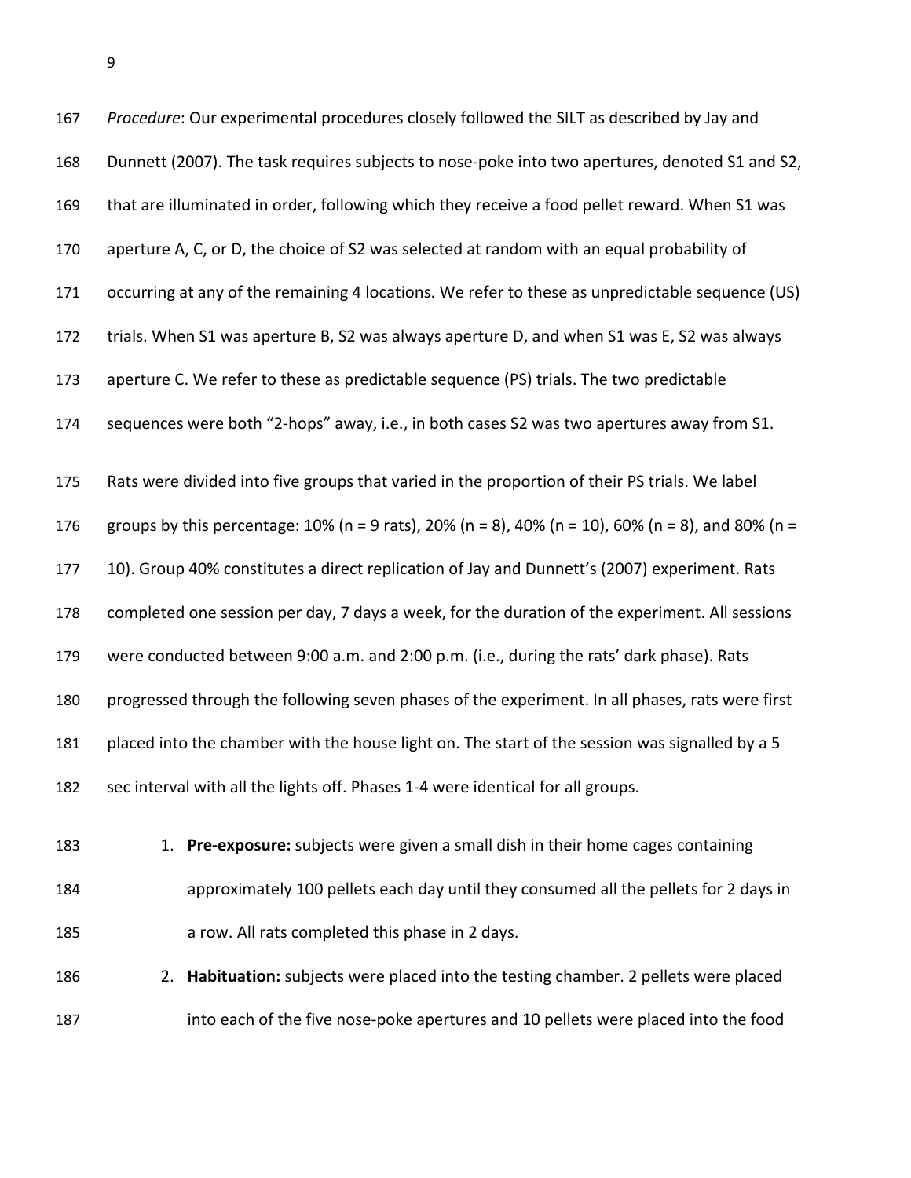*Procedure*: Our experimental procedures closely followed the SILT as described by Jay and Dunnett (2007). The task requires subjects to nose-poke into two apertures, denoted S1 and S2, that are illuminated in order, following which they receive a food pellet reward. When S1 was aperture A, C, or D, the choice of S2 was selected at random with an equal probability of occurring at any of the remaining 4 locations. We refer to these as unpredictable sequence (US) trials. When S1 was aperture B, S2 was always aperture D, and when S1 was E, S2 was always aperture C. We refer to these as predictable sequence (PS) trials. The two predictable sequences were both "2-hops" away, i.e., in both cases S2 was two apertures away from S1.

Rats were divided into five groups that varied in the proportion of their PS trials. We label groups by this percentage: 10% (n = 9 rats), 20% (n = 8), 40% (n = 10), 60% (n = 8), and 80% (n = 10). Group 40% constitutes a direct replication of Jay and Dunnett's (2007) experiment. Rats completed one session per day, 7 days a week, for the duration of the experiment. All sessions were conducted between 9:00 a.m. and 2:00 p.m. (i.e., during the rats' dark phase). Rats progressed through the following seven phases of the experiment. In all phases, rats were first placed into the chamber with the house light on. The start of the session was signalled by a 5 sec interval with all the lights off. Phases 1-4 were identical for all groups.

1. **Pre-exposure:** subjects were given a small dish in their home cages containing approximately 100 pellets each day until they consumed all the pellets for 2 days in a row. All rats completed this phase in 2 days.
2. **Habituation:** subjects were placed into the testing chamber. 2 pellets were placed into each of the five nose-poke apertures and 10 pellets were placed into the food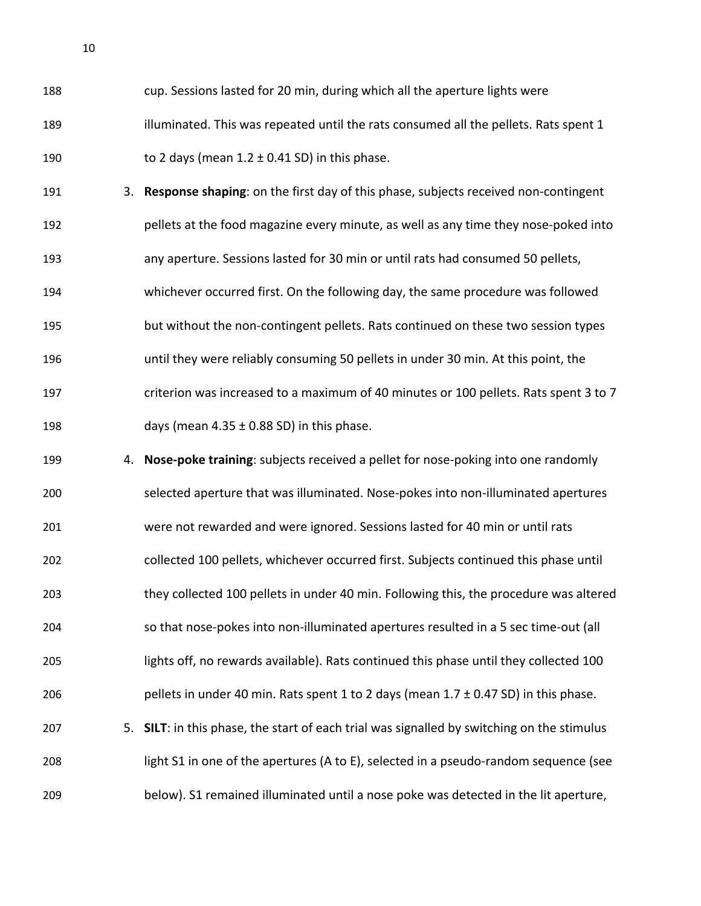cup. Sessions lasted for 20 min, during which all the aperture lights were illuminated. This was repeated until the rats consumed all the pellets. Rats spent 1 to 2 days (mean 1.2 ± 0.41 SD) in this phase.

3. **Response shaping**: on the first day of this phase, subjects received non-contingent pellets at the food magazine every minute, as well as any time they nose-poked into any aperture. Sessions lasted for 30 min or until rats had consumed 50 pellets, whichever occurred first. On the following day, the same procedure was followed but without the non-contingent pellets. Rats continued on these two session types until they were reliably consuming 50 pellets in under 30 min. At this point, the criterion was increased to a maximum of 40 minutes or 100 pellets. Rats spent 3 to 7 days (mean 4.35 ± 0.88 SD) in this phase.
4. **Nose-poke training**: subjects received a pellet for nose-poking into one randomly selected aperture that was illuminated. Nose-pokes into non-illuminated apertures were not rewarded and were ignored. Sessions lasted for 40 min or until rats collected 100 pellets, whichever occurred first. Subjects continued this phase until they collected 100 pellets in under 40 min. Following this, the procedure was altered so that nose-pokes into non-illuminated apertures resulted in a 5 sec time-out (all lights off, no rewards available). Rats continued this phase until they collected 100 pellets in under 40 min. Rats spent 1 to 2 days (mean 1.7 ± 0.47 SD) in this phase.
5. **SILT**: in this phase, the start of each trial was signalled by switching on the stimulus light S1 in one of the apertures (A to E), selected in a pseudo-random sequence (see below). S1 remained illuminated until a nose poke was detected in the lit aperture,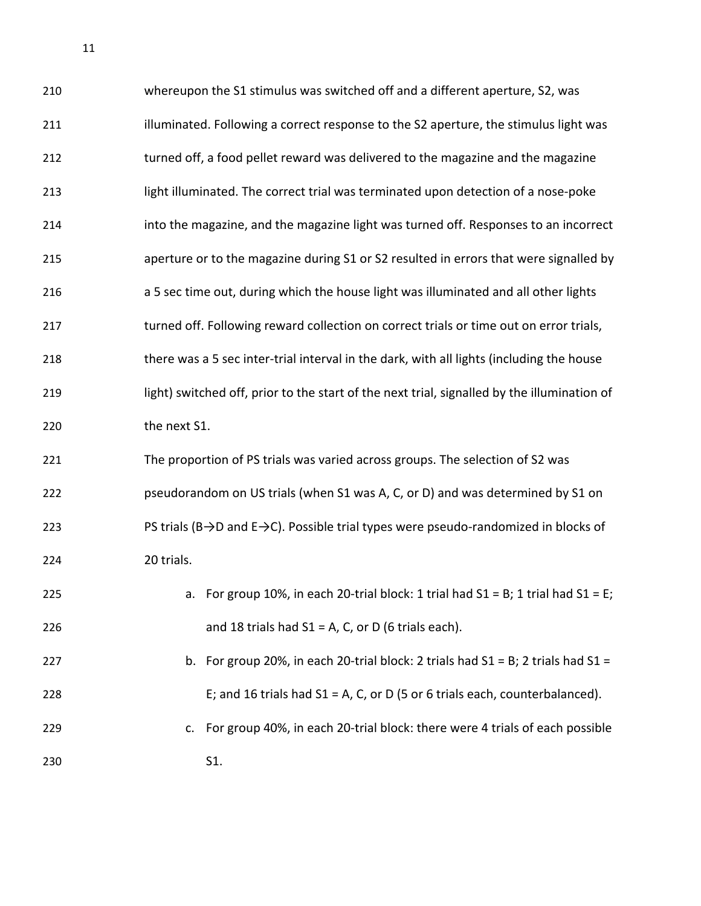whereupon the S1 stimulus was switched off and a different aperture, S2, was illuminated. Following a correct response to the S2 aperture, the stimulus light was turned off, a food pellet reward was delivered to the magazine and the magazine light illuminated. The correct trial was terminated upon detection of a nose-poke into the magazine, and the magazine light was turned off. Responses to an incorrect aperture or to the magazine during S1 or S2 resulted in errors that were signalled by a 5 sec time out, during which the house light was illuminated and all other lights turned off. Following reward collection on correct trials or time out on error trials, there was a 5 sec inter-trial interval in the dark, with all lights (including the house light) switched off, prior to the start of the next trial, signalled by the illumination of the next S1.

The proportion of PS trials was varied across groups. The selection of S2 was pseudorandom on US trials (when S1 was A, C, or D) and was determined by S1 on PS trials (B→D and E→C). Possible trial types were pseudo-randomized in blocks of 20 trials.

a. For group 10%, in each 20-trial block: 1 trial had S1 = B; 1 trial had S1 = E; and 18 trials had S1 = A, C, or D (6 trials each).
b. For group 20%, in each 20-trial block: 2 trials had S1 = B; 2 trials had S1 = E; and 16 trials had S1 = A, C, or D (5 or 6 trials each, counterbalanced).
c. For group 40%, in each 20-trial block: there were 4 trials of each possible S1.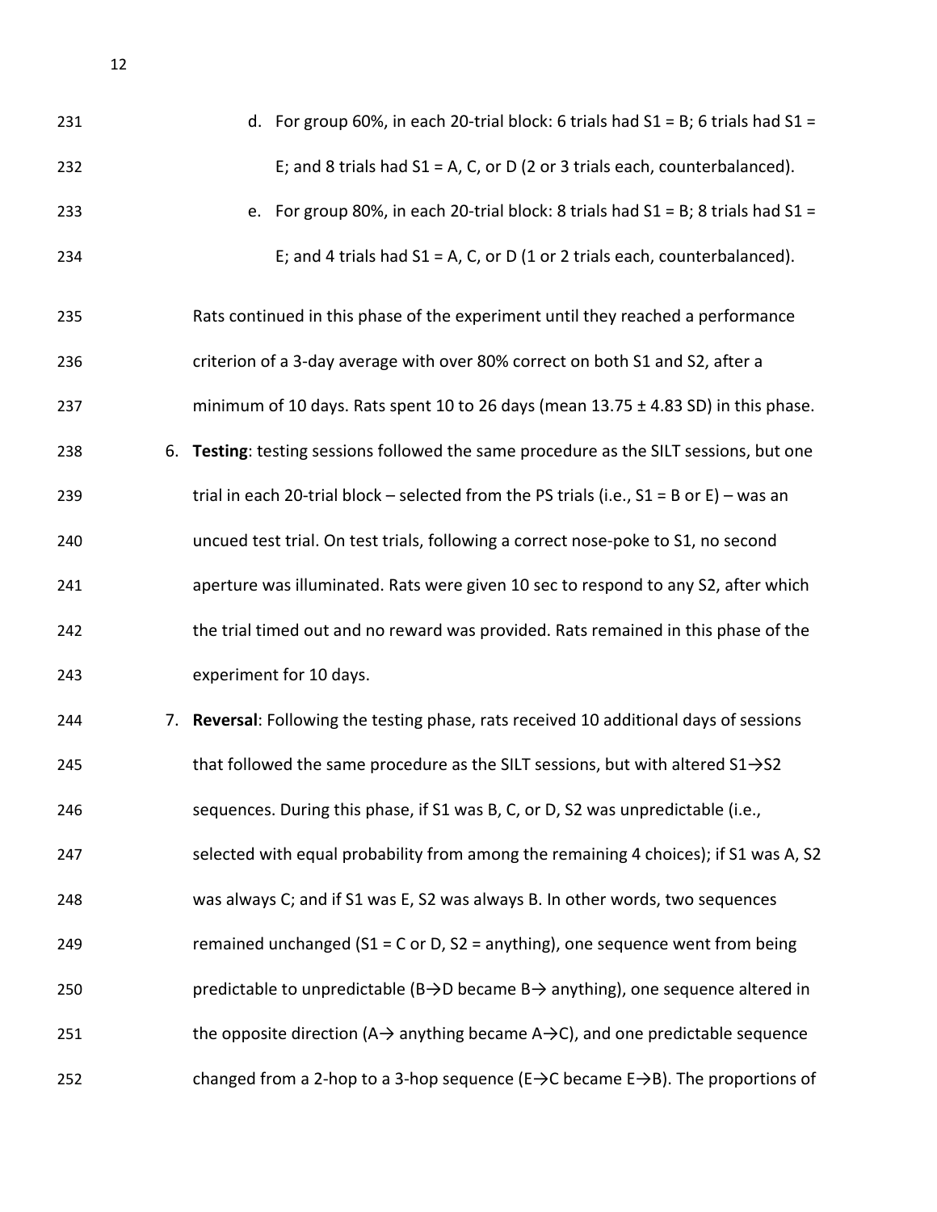d. For group 60%, in each 20-trial block: 6 trials had S1 = B; 6 trials had S1 = E; and 8 trials had S1 = A, C, or D (2 or 3 trials each, counterbalanced).
   e. For group 80%, in each 20-trial block: 8 trials had S1 = B; 8 trials had S1 = E; and 4 trials had S1 = A, C, or D (1 or 2 trials each, counterbalanced).

   Rats continued in this phase of the experiment until they reached a performance criterion of a 3-day average with over 80% correct on both S1 and S2, after a minimum of 10 days. Rats spent 10 to 26 days (mean 13.75 ± 4.83 SD) in this phase.

6. **Testing**: testing sessions followed the same procedure as the SILT sessions, but one trial in each 20-trial block – selected from the PS trials (i.e., S1 = B or E) – was an uncued test trial. On test trials, following a correct nose-poke to S1, no second aperture was illuminated. Rats were given 10 sec to respond to any S2, after which the trial timed out and no reward was provided. Rats remained in this phase of the experiment for 10 days.
7. **Reversal**: Following the testing phase, rats received 10 additional days of sessions that followed the same procedure as the SILT sessions, but with altered S1→S2 sequences. During this phase, if S1 was B, C, or D, S2 was unpredictable (i.e., selected with equal probability from among the remaining 4 choices); if S1 was A, S2 was always C; and if S1 was E, S2 was always B. In other words, two sequences remained unchanged (S1 = C or D, S2 = anything), one sequence went from being predictable to unpredictable (B→D became B→ anything), one sequence altered in the opposite direction (A→ anything became A→C), and one predictable sequence changed from a 2-hop to a 3-hop sequence (E→C became E→B). The proportions of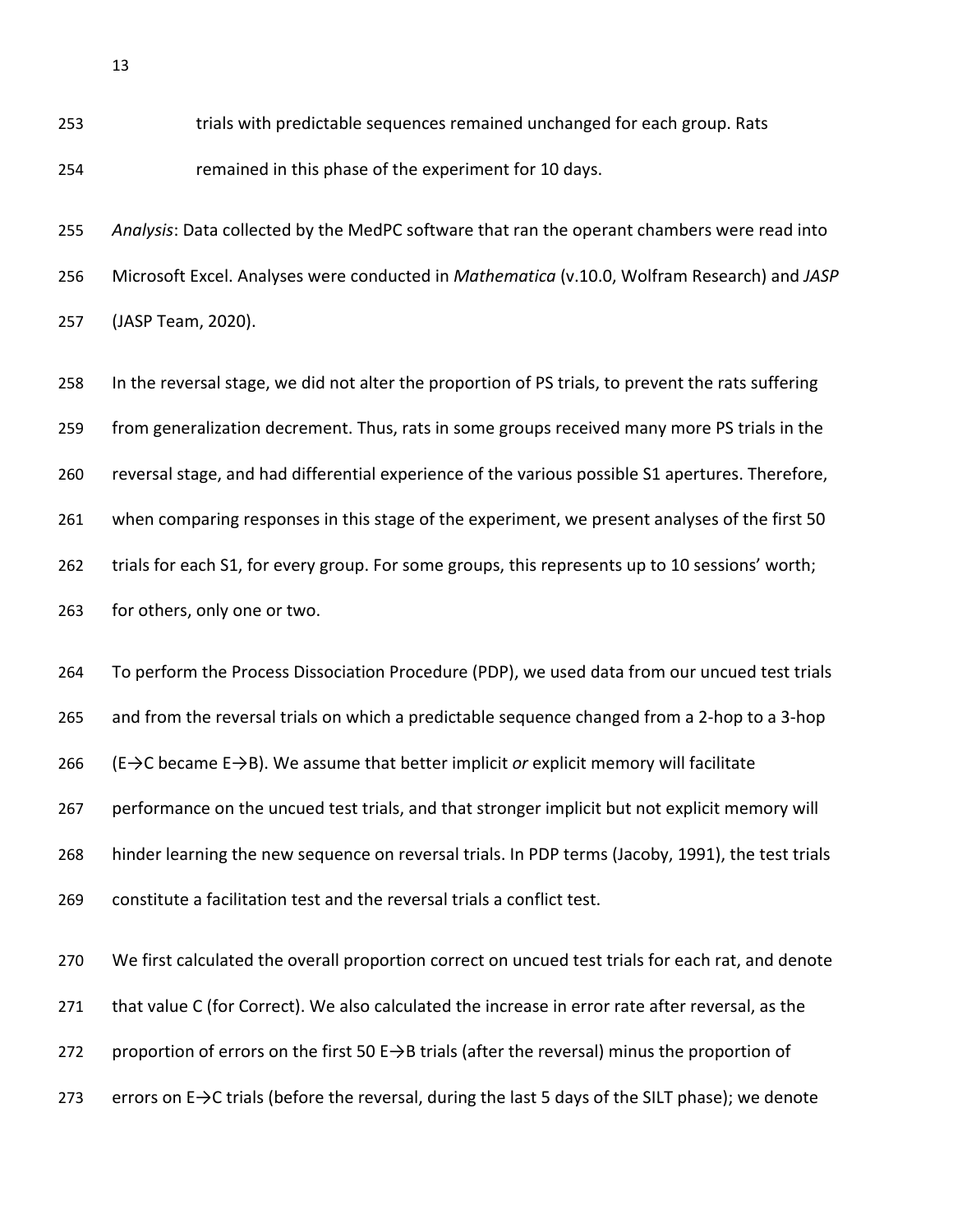trials with predictable sequences remained unchanged for each group. Rats remained in this phase of the experiment for 10 days.

*Analysis*: Data collected by the MedPC software that ran the operant chambers were read into Microsoft Excel. Analyses were conducted in *Mathematica* (v.10.0, Wolfram Research) and *JASP* (JASP Team, 2020).

In the reversal stage, we did not alter the proportion of PS trials, to prevent the rats suffering from generalization decrement. Thus, rats in some groups received many more PS trials in the reversal stage, and had differential experience of the various possible S1 apertures. Therefore, when comparing responses in this stage of the experiment, we present analyses of the first 50 trials for each S1, for every group. For some groups, this represents up to 10 sessions' worth; for others, only one or two.

To perform the Process Dissociation Procedure (PDP), we used data from our uncued test trials and from the reversal trials on which a predictable sequence changed from a 2-hop to a 3-hop (E→C became E→B). We assume that better implicit *or* explicit memory will facilitate performance on the uncued test trials, and that stronger implicit but not explicit memory will hinder learning the new sequence on reversal trials. In PDP terms (Jacoby, 1991), the test trials constitute a facilitation test and the reversal trials a conflict test.

We first calculated the overall proportion correct on uncued test trials for each rat, and denote that value C (for Correct). We also calculated the increase in error rate after reversal, as the proportion of errors on the first 50 E→B trials (after the reversal) minus the proportion of errors on E→C trials (before the reversal, during the last 5 days of the SILT phase); we denote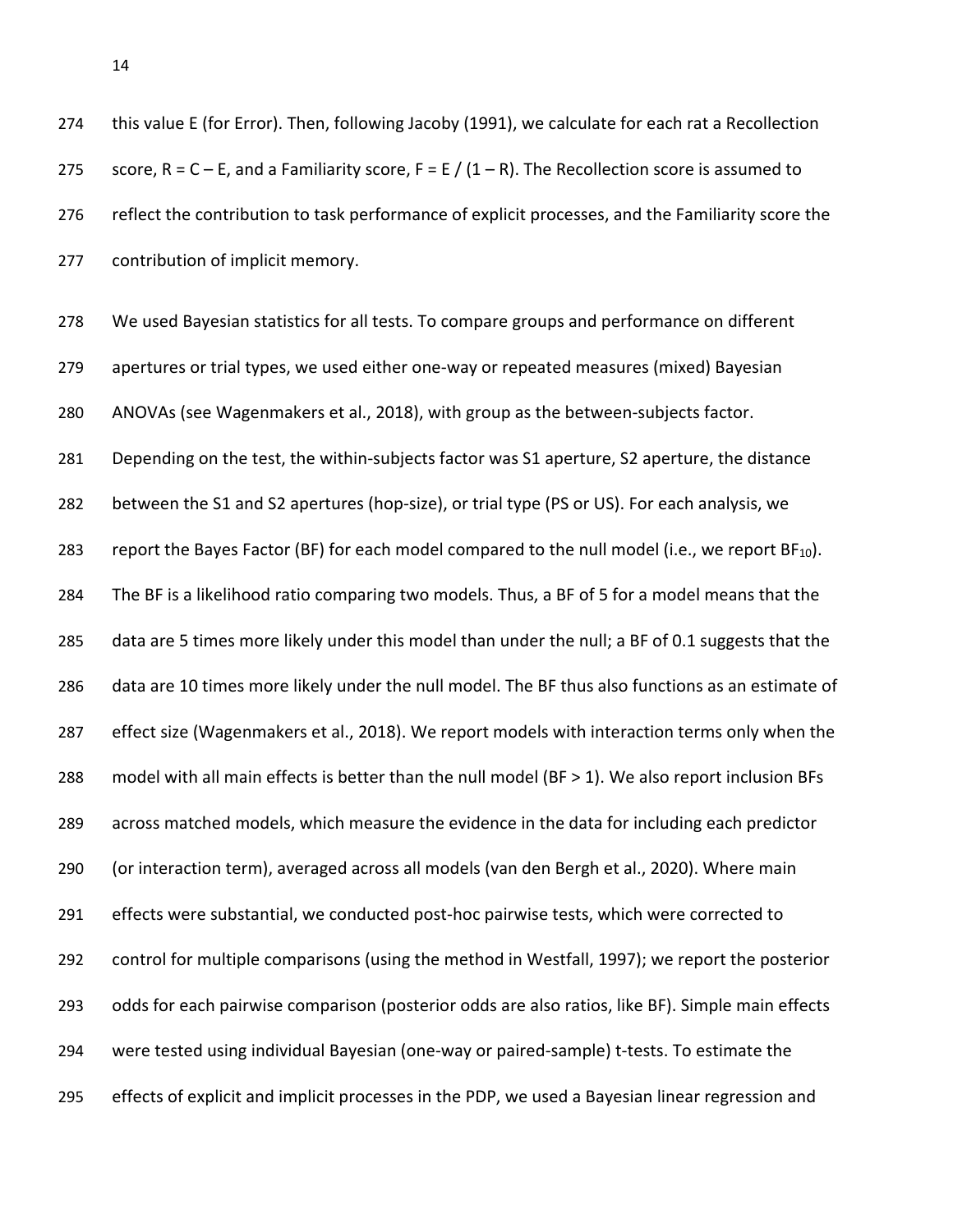this value E (for Error). Then, following Jacoby (1991), we calculate for each rat a Recollection score, $R = C – E$, and a Familiarity score, $F = E / (1 – R)$. The Recollection score is assumed to reflect the contribution to task performance of explicit processes, and the Familiarity score the contribution of implicit memory.

We used Bayesian statistics for all tests. To compare groups and performance on different apertures or trial types, we used either one-way or repeated measures (mixed) Bayesian ANOVAs (see Wagenmakers et al., 2018), with group as the between-subjects factor. Depending on the test, the within-subjects factor was S1 aperture, S2 aperture, the distance between the S1 and S2 apertures (hop-size), or trial type (PS or US). For each analysis, we report the Bayes Factor (BF) for each model compared to the null model (i.e., we report $BF_{10}$). The BF is a likelihood ratio comparing two models. Thus, a BF of 5 for a model means that the data are 5 times more likely under this model than under the null; a BF of 0.1 suggests that the data are 10 times more likely under the null model. The BF thus also functions as an estimate of effect size (Wagenmakers et al., 2018). We report models with interaction terms only when the model with all main effects is better than the null model (BF > 1). We also report inclusion BFs across matched models, which measure the evidence in the data for including each predictor (or interaction term), averaged across all models (van den Bergh et al., 2020). Where main effects were substantial, we conducted post-hoc pairwise tests, which were corrected to control for multiple comparisons (using the method in Westfall, 1997); we report the posterior odds for each pairwise comparison (posterior odds are also ratios, like BF). Simple main effects were tested using individual Bayesian (one-way or paired-sample) t-tests. To estimate the effects of explicit and implicit processes in the PDP, we used a Bayesian linear regression and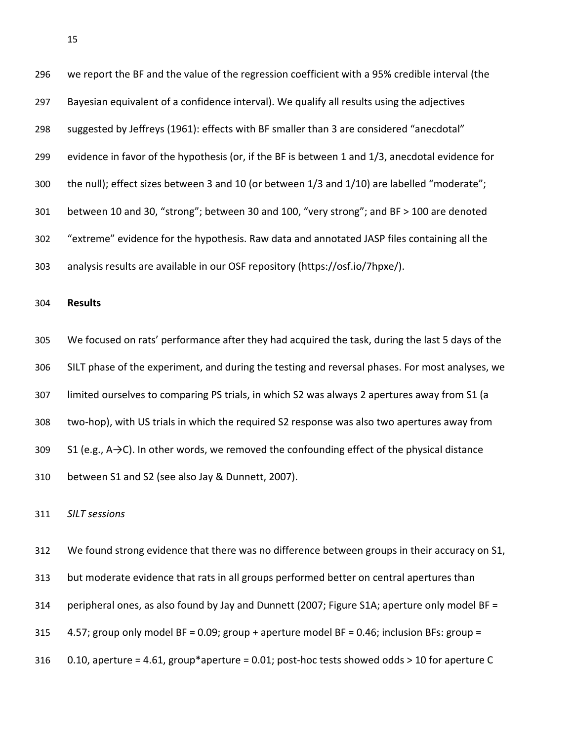we report the BF and the value of the regression coefficient with a 95% credible interval (the Bayesian equivalent of a confidence interval). We qualify all results using the adjectives suggested by Jeffreys (1961): effects with BF smaller than 3 are considered “anecdotal” evidence in favor of the hypothesis (or, if the BF is between 1 and 1/3, anecdotal evidence for the null); effect sizes between 3 and 10 (or between 1/3 and 1/10) are labelled “moderate”; between 10 and 30, “strong”; between 30 and 100, “very strong”; and BF > 100 are denoted “extreme” evidence for the hypothesis. Raw data and annotated JASP files containing all the analysis results are available in our OSF repository (https://osf.io/7hpxe/).

## Results

We focused on rats’ performance after they had acquired the task, during the last 5 days of the SILT phase of the experiment, and during the testing and reversal phases. For most analyses, we limited ourselves to comparing PS trials, in which S2 was always 2 apertures away from S1 (a two-hop), with US trials in which the required S2 response was also two apertures away from S1 (e.g., A→C). In other words, we removed the confounding effect of the physical distance between S1 and S2 (see also Jay & Dunnett, 2007).

*SILT sessions*

We found strong evidence that there was no difference between groups in their accuracy on S1, but moderate evidence that rats in all groups performed better on central apertures than peripheral ones, as also found by Jay and Dunnett (2007; Figure S1A; aperture only model BF = 4.57; group only model BF = 0.09; group + aperture model BF = 0.46; inclusion BFs: group = 0.10, aperture = 4.61, group*aperture = 0.01; post-hoc tests showed odds > 10 for aperture C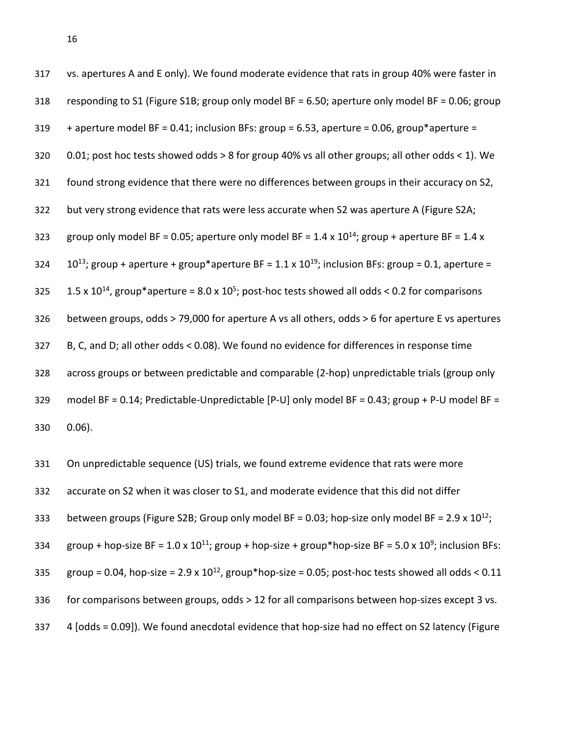vs. apertures A and E only). We found moderate evidence that rats in group 40% were faster in responding to S1 (Figure S1B; group only model BF = 6.50; aperture only model BF = 0.06; group + aperture model BF = 0.41; inclusion BFs: group = 6.53, aperture = 0.06, group*aperture = 0.01; post hoc tests showed odds > 8 for group 40% vs all other groups; all other odds < 1). We found strong evidence that there were no differences between groups in their accuracy on S2, but very strong evidence that rats were less accurate when S2 was aperture A (Figure S2A; group only model BF = 0.05; aperture only model BF = $1.4 \times 10^{14}$; group + aperture BF = $1.4 \times 10^{13}$; group + aperture + group*aperture BF = $1.1 \times 10^{19}$; inclusion BFs: group = 0.1, aperture = $1.5 \times 10^{14}$, group*aperture = $8.0 \times 10^{5}$; post-hoc tests showed all odds < 0.2 for comparisons between groups, odds > 79,000 for aperture A vs all others, odds > 6 for aperture E vs apertures B, C, and D; all other odds < 0.08). We found no evidence for differences in response time across groups or between predictable and comparable (2-hop) unpredictable trials (group only model BF = 0.14; Predictable-Unpredictable [P-U] only model BF = 0.43; group + P-U model BF = 0.06).

On unpredictable sequence (US) trials, we found extreme evidence that rats were more accurate on S2 when it was closer to S1, and moderate evidence that this did not differ between groups (Figure S2B; Group only model BF = 0.03; hop-size only model BF = $2.9 \times 10^{12}$; group + hop-size BF = $1.0 \times 10^{11}$; group + hop-size + group*hop-size BF = $5.0 \times 10^{9}$; inclusion BFs: group = 0.04, hop-size = $2.9 \times 10^{12}$, group*hop-size = 0.05; post-hoc tests showed all odds < 0.11 for comparisons between groups, odds > 12 for all comparisons between hop-sizes except 3 vs. 4 [odds = 0.09]). We found anecdotal evidence that hop-size had no effect on S2 latency (Figure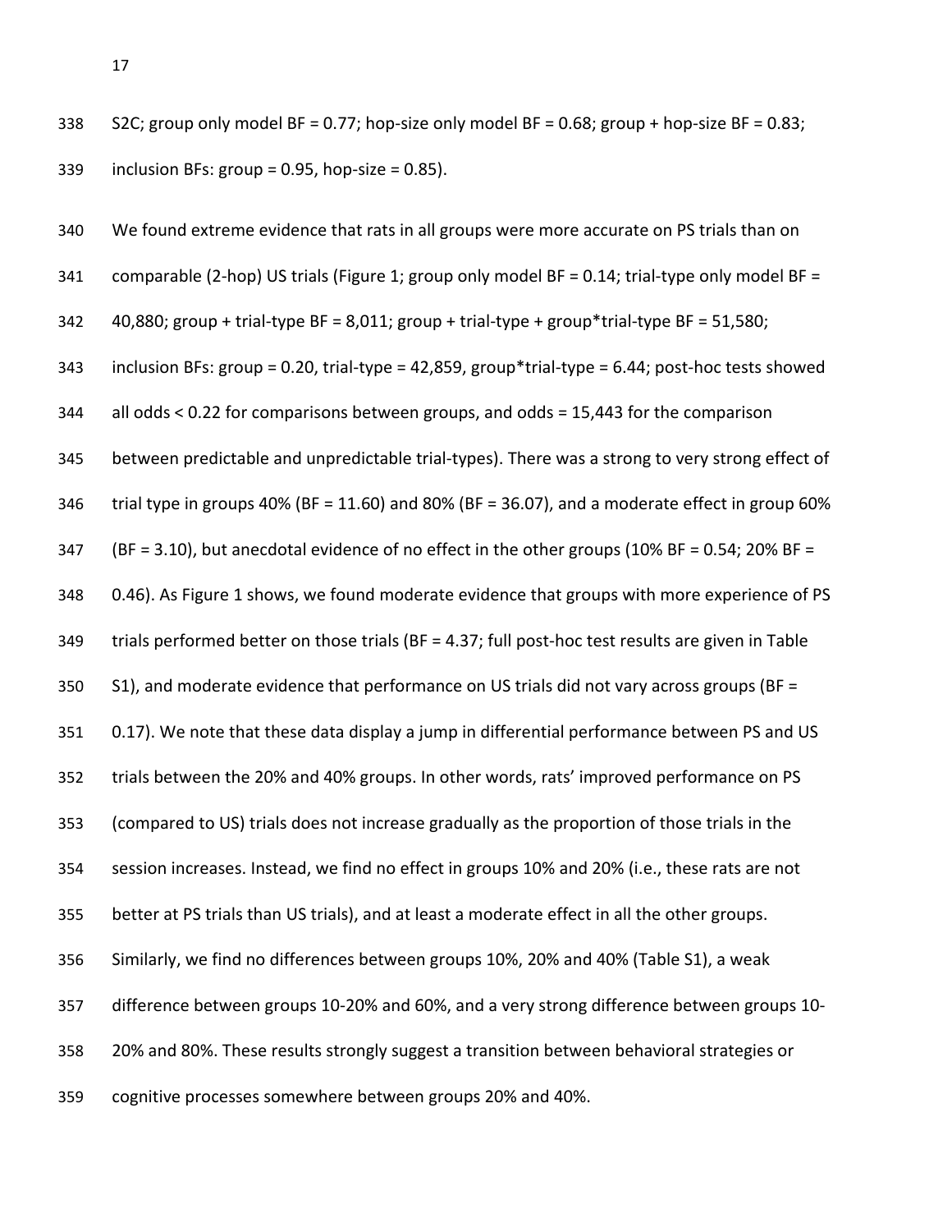S2C; group only model BF = 0.77; hop-size only model BF = 0.68; group + hop-size BF = 0.83; inclusion BFs: group = 0.95, hop-size = 0.85).

We found extreme evidence that rats in all groups were more accurate on PS trials than on comparable (2-hop) US trials (Figure 1; group only model BF = 0.14; trial-type only model BF = 40,880; group + trial-type BF = 8,011; group + trial-type + group*trial-type BF = 51,580; inclusion BFs: group = 0.20, trial-type = 42,859, group*trial-type = 6.44; post-hoc tests showed all odds < 0.22 for comparisons between groups, and odds = 15,443 for the comparison between predictable and unpredictable trial-types). There was a strong to very strong effect of trial type in groups 40% (BF = 11.60) and 80% (BF = 36.07), and a moderate effect in group 60% (BF = 3.10), but anecdotal evidence of no effect in the other groups (10% BF = 0.54; 20% BF = 0.46). As Figure 1 shows, we found moderate evidence that groups with more experience of PS trials performed better on those trials (BF = 4.37; full post-hoc test results are given in Table S1), and moderate evidence that performance on US trials did not vary across groups (BF = 0.17). We note that these data display a jump in differential performance between PS and US trials between the 20% and 40% groups. In other words, rats' improved performance on PS (compared to US) trials does not increase gradually as the proportion of those trials in the session increases. Instead, we find no effect in groups 10% and 20% (i.e., these rats are not better at PS trials than US trials), and at least a moderate effect in all the other groups. Similarly, we find no differences between groups 10%, 20% and 40% (Table S1), a weak difference between groups 10-20% and 60%, and a very strong difference between groups 10-20% and 80%. These results strongly suggest a transition between behavioral strategies or cognitive processes somewhere between groups 20% and 40%.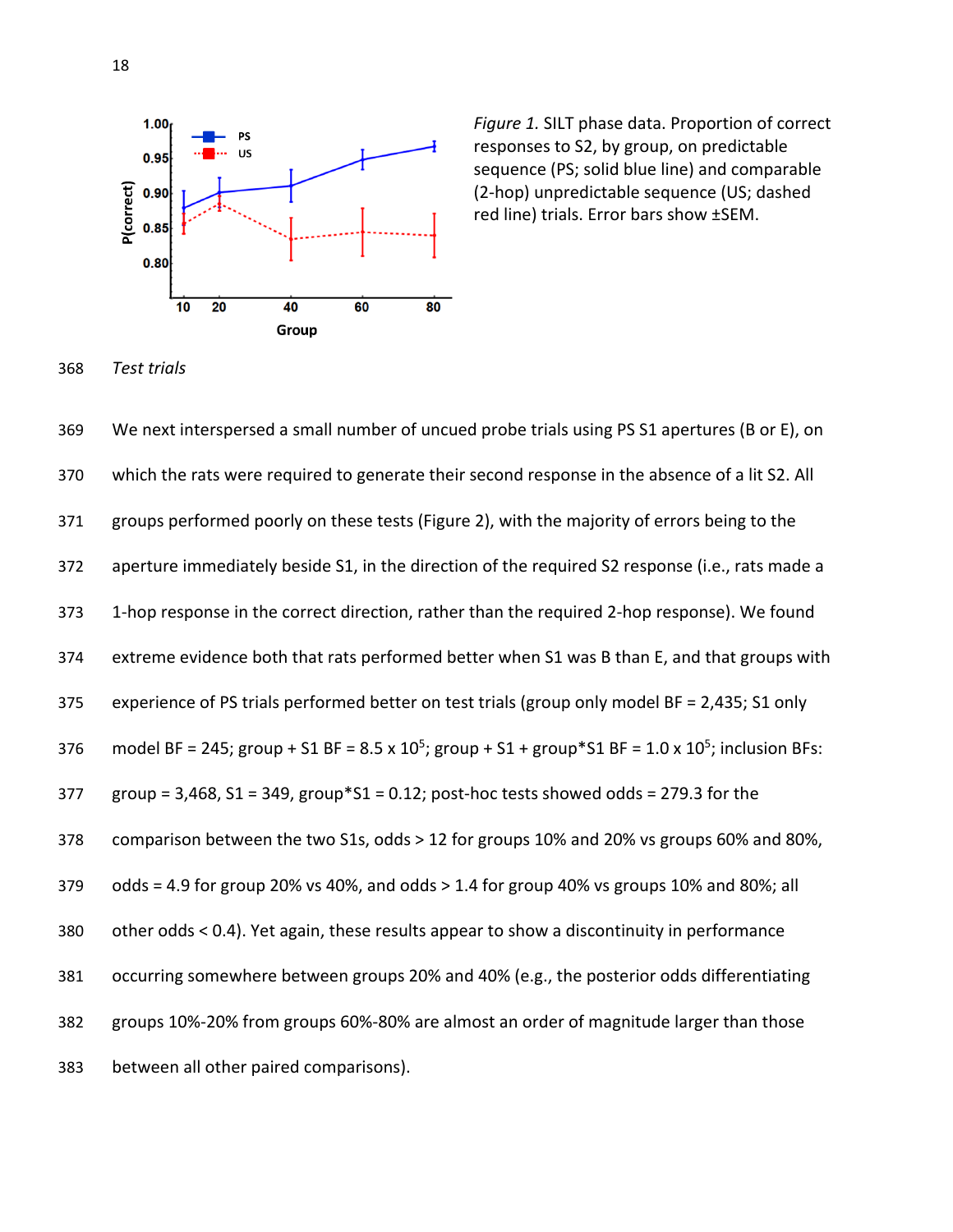*Figure 1.* SILT phase data. Proportion of correct responses to S2, by group, on predictable sequence (PS; solid blue line) and comparable (2-hop) unpredictable sequence (US; dashed red line) trials. Error bars show ±SEM.

368 *Test trials*

369 We next interspersed a small number of uncued probe trials using PS S1 apertures (B or E), on
370 which the rats were required to generate their second response in the absence of a lit S2. All
371 groups performed poorly on these tests (Figure 2), with the majority of errors being to the
372 aperture immediately beside S1, in the direction of the required S2 response (i.e., rats made a
373 1-hop response in the correct direction, rather than the required 2-hop response). We found
374 extreme evidence both that rats performed better when S1 was B than E, and that groups with
375 experience of PS trials performed better on test trials (group only model BF = 2,435; S1 only
376 model BF = 245; group + S1 BF = 8.5 x $10^5$; group + S1 + group*S1 BF = 1.0 x $10^5$; inclusion BFs:
377 group = 3,468, S1 = 349, group*S1 = 0.12; post-hoc tests showed odds = 279.3 for the
378 comparison between the two S1s, odds > 12 for groups 10% and 20% vs groups 60% and 80%,
379 odds = 4.9 for group 20% vs 40%, and odds > 1.4 for group 40% vs groups 10% and 80%; all
380 other odds < 0.4). Yet again, these results appear to show a discontinuity in performance
381 occurring somewhere between groups 20% and 40% (e.g., the posterior odds differentiating
382 groups 10%-20% from groups 60%-80% are almost an order of magnitude larger than those
383 between all other paired comparisons).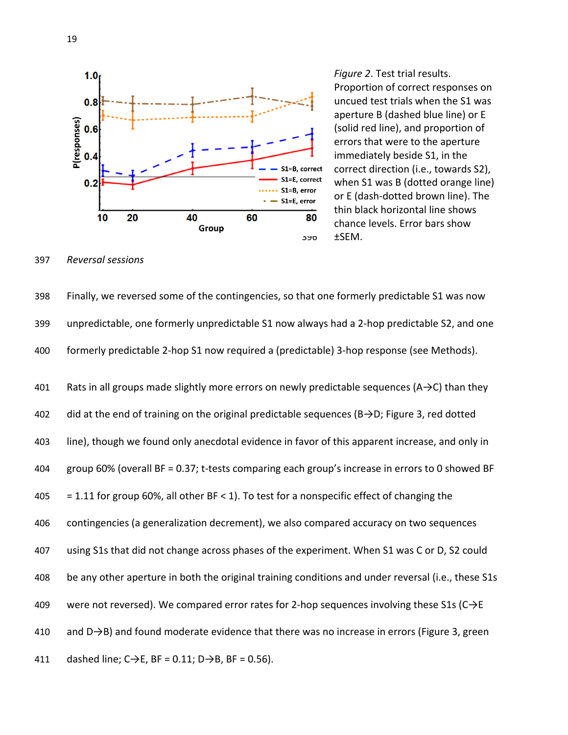*Figure 2*. Test trial results. Proportion of correct responses on uncued test trials when the S1 was aperture B (dashed blue line) or E (solid red line), and proportion of errors that were to the aperture immediately beside S1, in the correct direction (i.e., towards S2), when S1 was B (dotted orange line) or E (dash-dotted brown line). The thin black horizontal line shows chance levels. Error bars show ±SEM.

*Reversal sessions*

Finally, we reversed some of the contingencies, so that one formerly predictable S1 was now unpredictable, one formerly unpredictable S1 now always had a 2-hop predictable S2, and one formerly predictable 2-hop S1 now required a (predictable) 3-hop response (see Methods).

Rats in all groups made slightly more errors on newly predictable sequences (A→C) than they did at the end of training on the original predictable sequences (B→D; Figure 3, red dotted line), though we found only anecdotal evidence in favor of this apparent increase, and only in group 60% (overall BF = 0.37; t-tests comparing each group's increase in errors to 0 showed BF = 1.11 for group 60%, all other BF < 1). To test for a nonspecific effect of changing the contingencies (a generalization decrement), we also compared accuracy on two sequences using S1s that did not change across phases of the experiment. When S1 was C or D, S2 could be any other aperture in both the original training conditions and under reversal (i.e., these S1s were not reversed). We compared error rates for 2-hop sequences involving these S1s (C→E and D→B) and found moderate evidence that there was no increase in errors (Figure 3, green dashed line; C→E, BF = 0.11; D→B, BF = 0.56).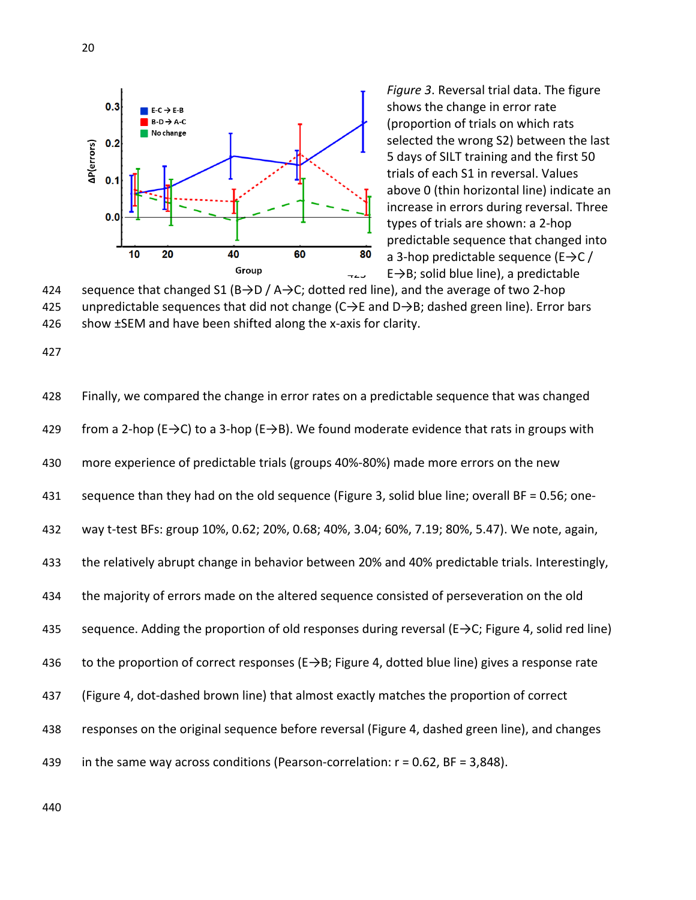*Figure 3*. Reversal trial data. The figure shows the change in error rate (proportion of trials on which rats selected the wrong S2) between the last 5 days of SILT training and the first 50 trials of each S1 in reversal. Values above 0 (thin horizontal line) indicate an increase in errors during reversal. Three types of trials are shown: a 2-hop predictable sequence that changed into a 3-hop predictable sequence (E→C / E→B; solid blue line), a predictable sequence that changed S1 (B→D / A→C; dotted red line), and the average of two 2-hop unpredictable sequences that did not change (C→E and D→B; dashed green line). Error bars show ±SEM and have been shifted along the x-axis for clarity.

Finally, we compared the change in error rates on a predictable sequence that was changed from a 2-hop (E→C) to a 3-hop (E→B). We found moderate evidence that rats in groups with more experience of predictable trials (groups 40%-80%) made more errors on the new sequence than they had on the old sequence (Figure 3, solid blue line; overall BF = 0.56; one-way t-test BFs: group 10%, 0.62; 20%, 0.68; 40%, 3.04; 60%, 7.19; 80%, 5.47). We note, again, the relatively abrupt change in behavior between 20% and 40% predictable trials. Interestingly, the majority of errors made on the altered sequence consisted of perseveration on the old sequence. Adding the proportion of old responses during reversal (E→C; Figure 4, solid red line) to the proportion of correct responses (E→B; Figure 4, dotted blue line) gives a response rate (Figure 4, dot-dashed brown line) that almost exactly matches the proportion of correct responses on the original sequence before reversal (Figure 4, dashed green line), and changes in the same way across conditions (Pearson-correlation: $r = 0.62$, BF = 3,848).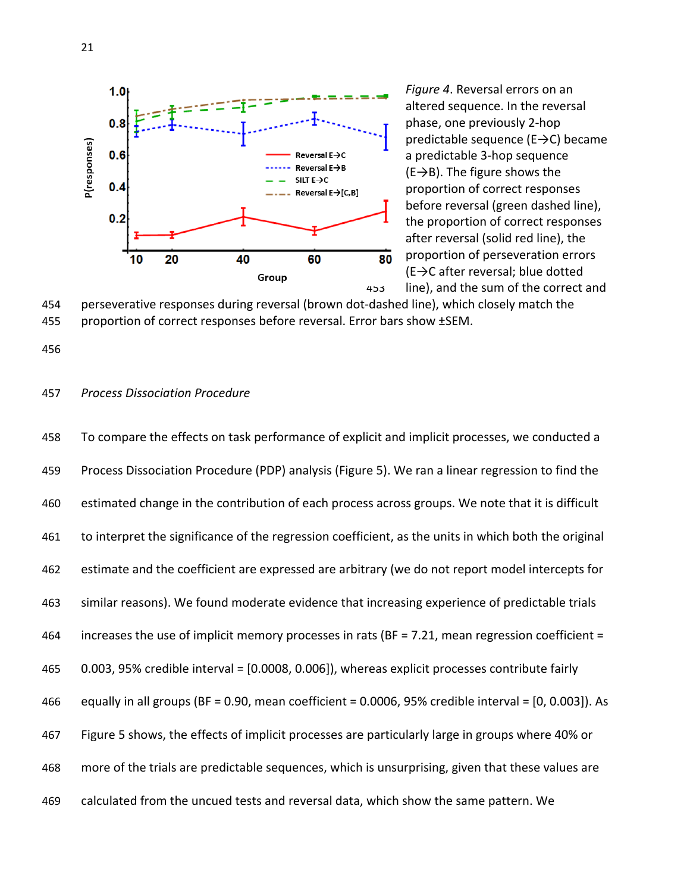*Figure 4*. Reversal errors on an altered sequence. In the reversal phase, one previously 2-hop predictable sequence (E→C) became a predictable 3-hop sequence (E→B). The figure shows the proportion of correct responses before reversal (green dashed line), the proportion of correct responses after reversal (solid red line), the proportion of perseveration errors (E→C after reversal; blue dotted line), and the sum of the correct and perseverative responses during reversal (brown dot-dashed line), which closely match the proportion of correct responses before reversal. Error bars show ±SEM.

*Process Dissociation Procedure*

To compare the effects on task performance of explicit and implicit processes, we conducted a Process Dissociation Procedure (PDP) analysis (Figure 5). We ran a linear regression to find the estimated change in the contribution of each process across groups. We note that it is difficult to interpret the significance of the regression coefficient, as the units in which both the original estimate and the coefficient are expressed are arbitrary (we do not report model intercepts for similar reasons). We found moderate evidence that increasing experience of predictable trials increases the use of implicit memory processes in rats (BF = 7.21, mean regression coefficient = 0.003, 95% credible interval = [0.0008, 0.006]), whereas explicit processes contribute fairly equally in all groups (BF = 0.90, mean coefficient = 0.0006, 95% credible interval = [0, 0.003]). As Figure 5 shows, the effects of implicit processes are particularly large in groups where 40% or more of the trials are predictable sequences, which is unsurprising, given that these values are calculated from the uncued tests and reversal data, which show the same pattern. We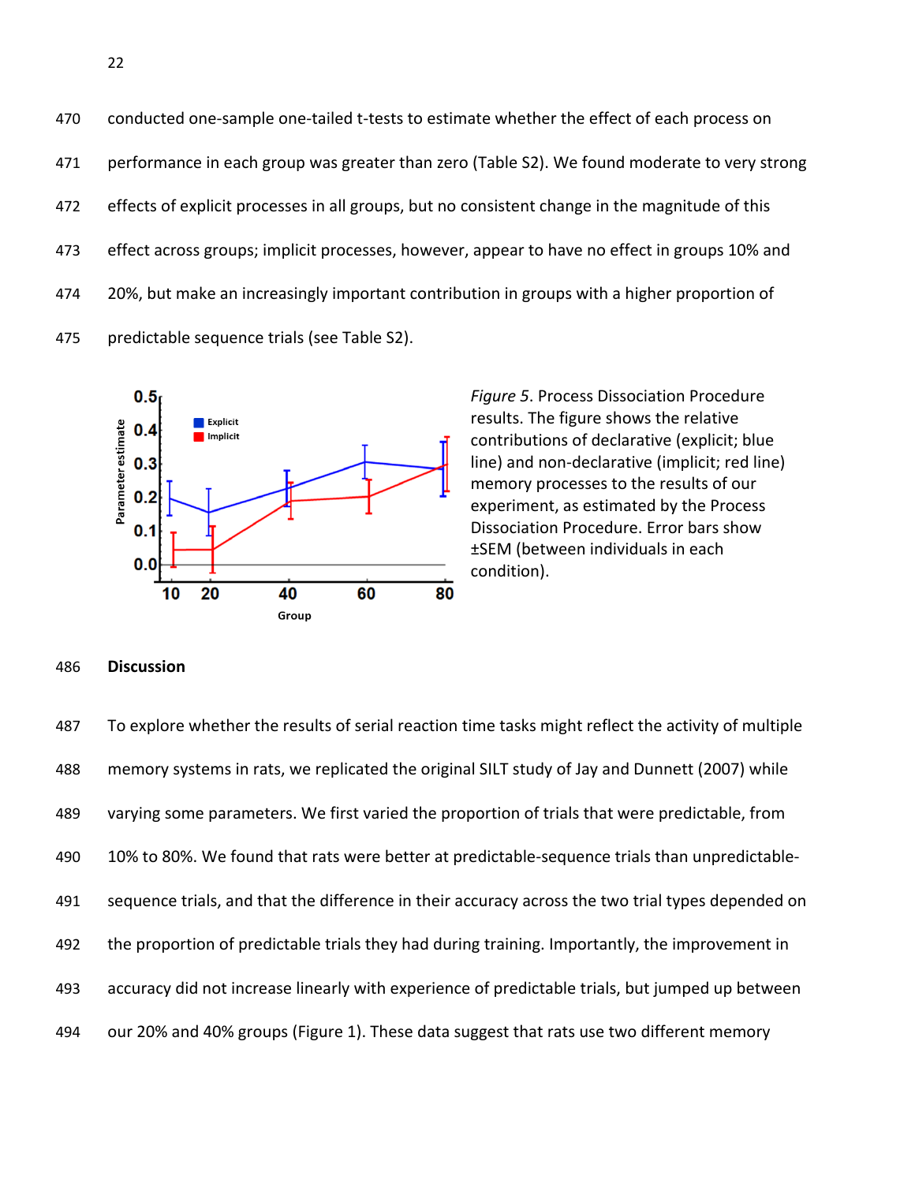conducted one-sample one-tailed t-tests to estimate whether the effect of each process on performance in each group was greater than zero (Table S2). We found moderate to very strong effects of explicit processes in all groups, but no consistent change in the magnitude of this effect across groups; implicit processes, however, appear to have no effect in groups 10% and 20%, but make an increasingly important contribution in groups with a higher proportion of predictable sequence trials (see Table S2).

*Figure 5*. Process Dissociation Procedure results. The figure shows the relative contributions of declarative (explicit; blue line) and non-declarative (implicit; red line) memory processes to the results of our experiment, as estimated by the Process Dissociation Procedure. Error bars show ±SEM (between individuals in each condition).

## Discussion

To explore whether the results of serial reaction time tasks might reflect the activity of multiple memory systems in rats, we replicated the original SILT study of Jay and Dunnett (2007) while varying some parameters. We first varied the proportion of trials that were predictable, from 10% to 80%. We found that rats were better at predictable-sequence trials than unpredictable-sequence trials, and that the difference in their accuracy across the two trial types depended on the proportion of predictable trials they had during training. Importantly, the improvement in accuracy did not increase linearly with experience of predictable trials, but jumped up between our 20% and 40% groups (Figure 1). These data suggest that rats use two different memory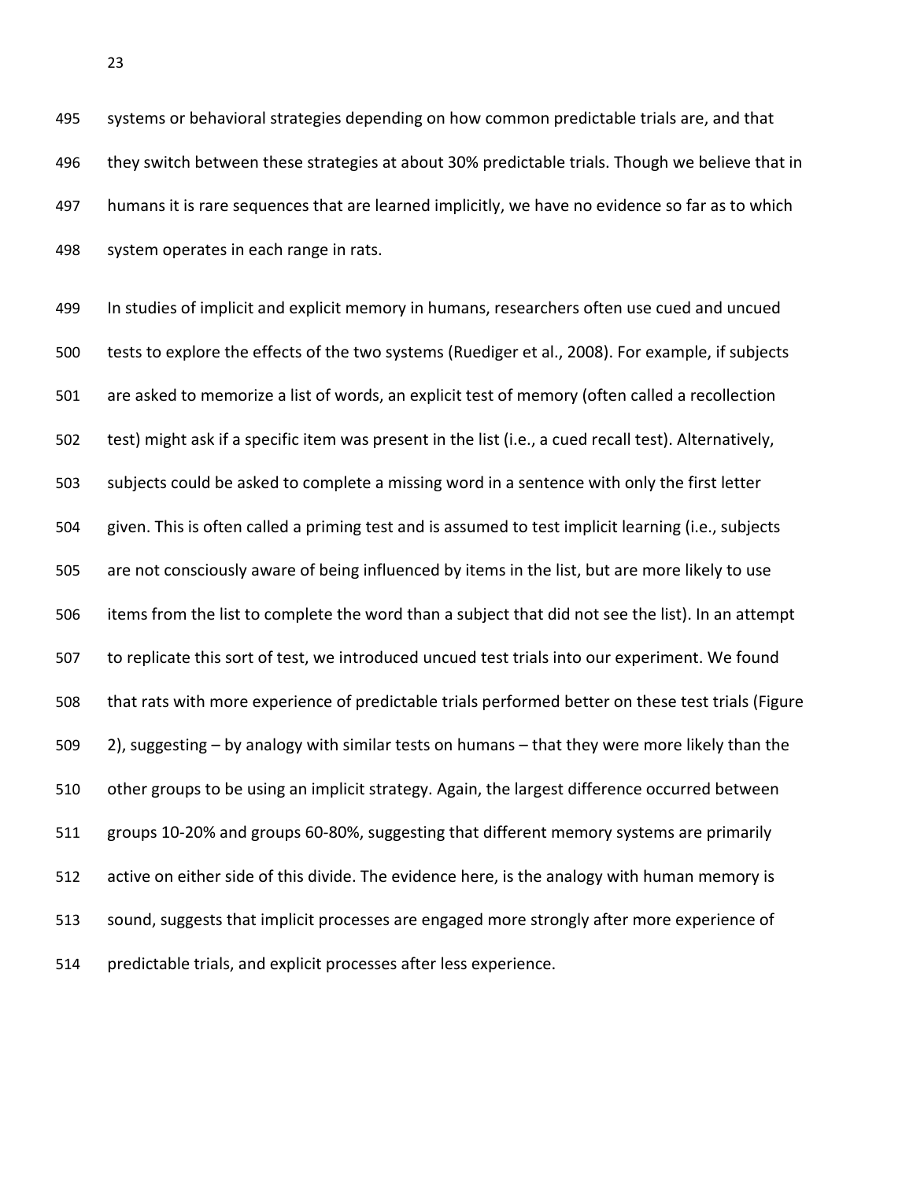systems or behavioral strategies depending on how common predictable trials are, and that they switch between these strategies at about 30% predictable trials. Though we believe that in humans it is rare sequences that are learned implicitly, we have no evidence so far as to which system operates in each range in rats.

In studies of implicit and explicit memory in humans, researchers often use cued and uncued tests to explore the effects of the two systems (Ruediger et al., 2008). For example, if subjects are asked to memorize a list of words, an explicit test of memory (often called a recollection test) might ask if a specific item was present in the list (i.e., a cued recall test). Alternatively, subjects could be asked to complete a missing word in a sentence with only the first letter given. This is often called a priming test and is assumed to test implicit learning (i.e., subjects are not consciously aware of being influenced by items in the list, but are more likely to use items from the list to complete the word than a subject that did not see the list). In an attempt to replicate this sort of test, we introduced uncued test trials into our experiment. We found that rats with more experience of predictable trials performed better on these test trials (Figure 2), suggesting – by analogy with similar tests on humans – that they were more likely than the other groups to be using an implicit strategy. Again, the largest difference occurred between groups 10-20% and groups 60-80%, suggesting that different memory systems are primarily active on either side of this divide. The evidence here, is the analogy with human memory is sound, suggests that implicit processes are engaged more strongly after more experience of predictable trials, and explicit processes after less experience.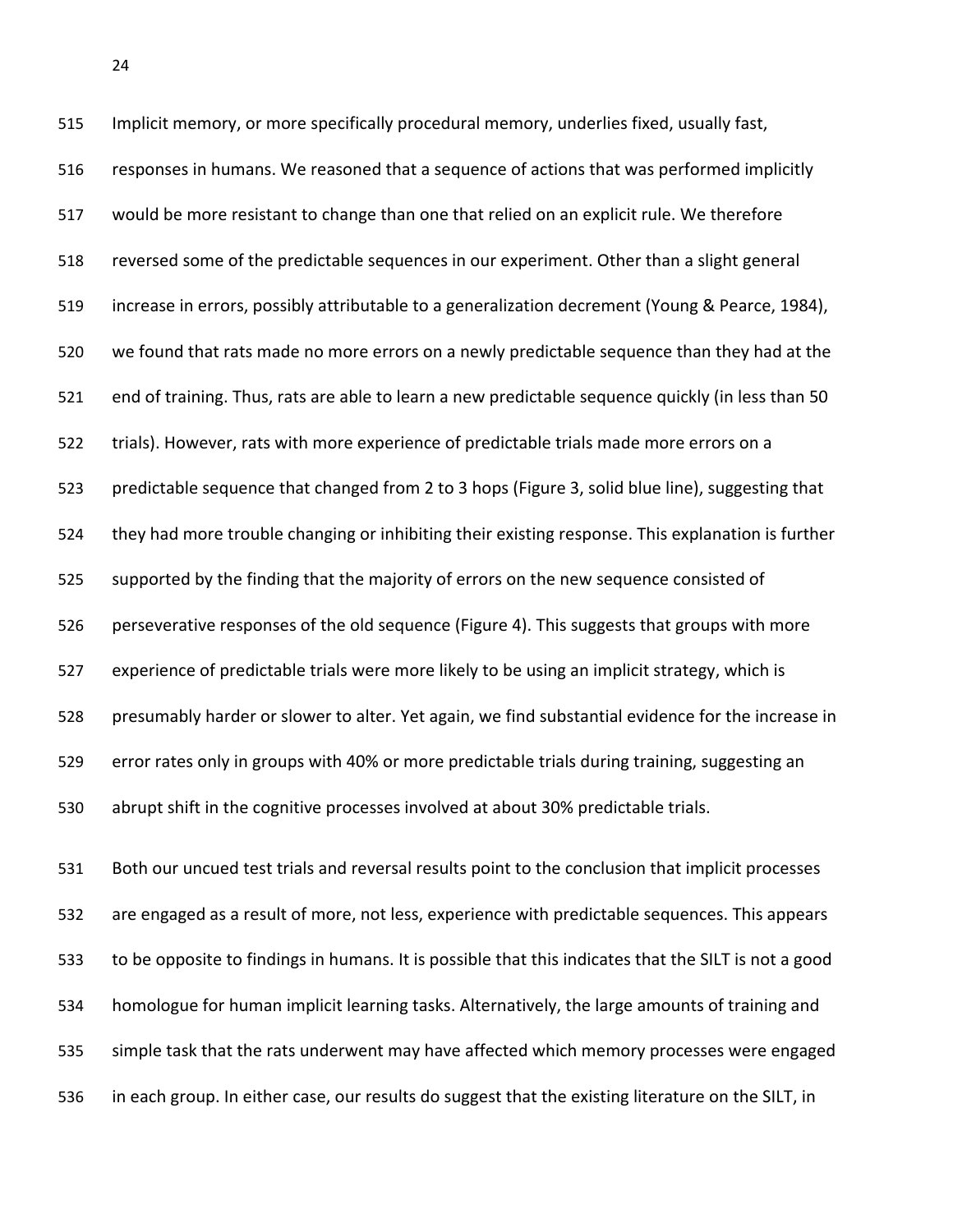Implicit memory, or more specifically procedural memory, underlies fixed, usually fast, responses in humans. We reasoned that a sequence of actions that was performed implicitly would be more resistant to change than one that relied on an explicit rule. We therefore reversed some of the predictable sequences in our experiment. Other than a slight general increase in errors, possibly attributable to a generalization decrement (Young & Pearce, 1984), we found that rats made no more errors on a newly predictable sequence than they had at the end of training. Thus, rats are able to learn a new predictable sequence quickly (in less than 50 trials). However, rats with more experience of predictable trials made more errors on a predictable sequence that changed from 2 to 3 hops (Figure 3, solid blue line), suggesting that they had more trouble changing or inhibiting their existing response. This explanation is further supported by the finding that the majority of errors on the new sequence consisted of perseverative responses of the old sequence (Figure 4). This suggests that groups with more experience of predictable trials were more likely to be using an implicit strategy, which is presumably harder or slower to alter. Yet again, we find substantial evidence for the increase in error rates only in groups with 40% or more predictable trials during training, suggesting an abrupt shift in the cognitive processes involved at about 30% predictable trials.

Both our uncued test trials and reversal results point to the conclusion that implicit processes are engaged as a result of more, not less, experience with predictable sequences. This appears to be opposite to findings in humans. It is possible that this indicates that the SILT is not a good homologue for human implicit learning tasks. Alternatively, the large amounts of training and simple task that the rats underwent may have affected which memory processes were engaged in each group. In either case, our results do suggest that the existing literature on the SILT, in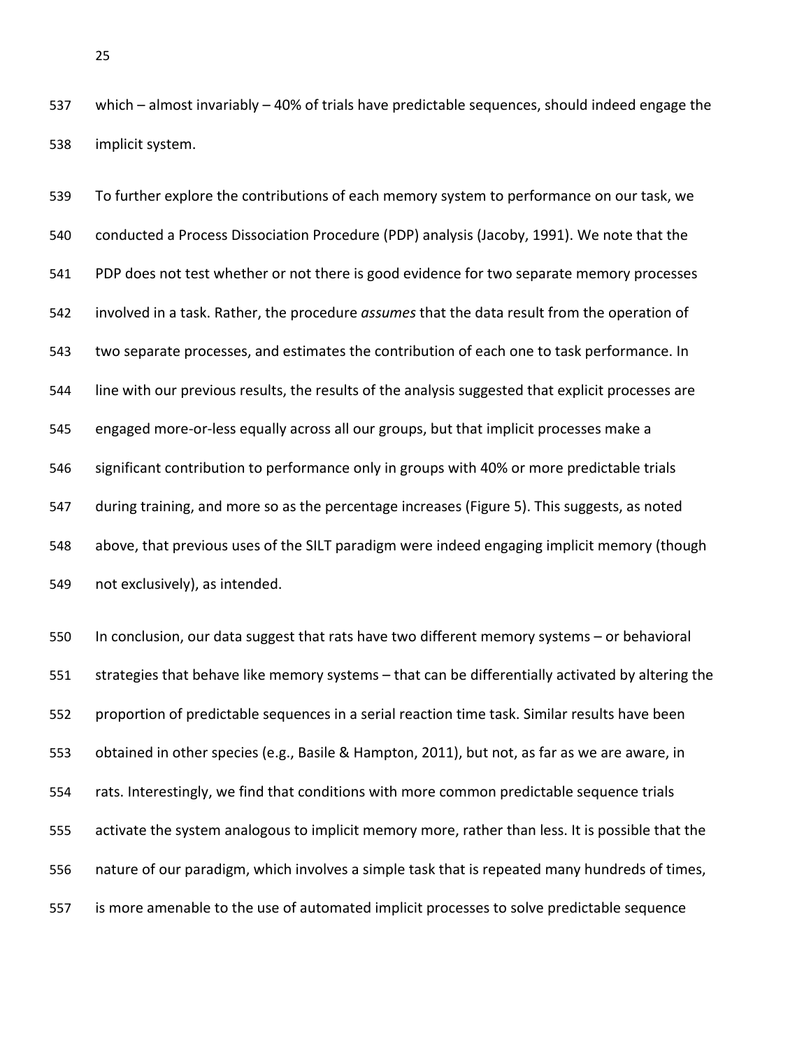which – almost invariably – 40% of trials have predictable sequences, should indeed engage the implicit system.

To further explore the contributions of each memory system to performance on our task, we conducted a Process Dissociation Procedure (PDP) analysis (Jacoby, 1991). We note that the PDP does not test whether or not there is good evidence for two separate memory processes involved in a task. Rather, the procedure *assumes* that the data result from the operation of two separate processes, and estimates the contribution of each one to task performance. In line with our previous results, the results of the analysis suggested that explicit processes are engaged more-or-less equally across all our groups, but that implicit processes make a significant contribution to performance only in groups with 40% or more predictable trials during training, and more so as the percentage increases (Figure 5). This suggests, as noted above, that previous uses of the SILT paradigm were indeed engaging implicit memory (though not exclusively), as intended.

In conclusion, our data suggest that rats have two different memory systems – or behavioral strategies that behave like memory systems – that can be differentially activated by altering the proportion of predictable sequences in a serial reaction time task. Similar results have been obtained in other species (e.g., Basile & Hampton, 2011), but not, as far as we are aware, in rats. Interestingly, we find that conditions with more common predictable sequence trials activate the system analogous to implicit memory more, rather than less. It is possible that the nature of our paradigm, which involves a simple task that is repeated many hundreds of times, is more amenable to the use of automated implicit processes to solve predictable sequence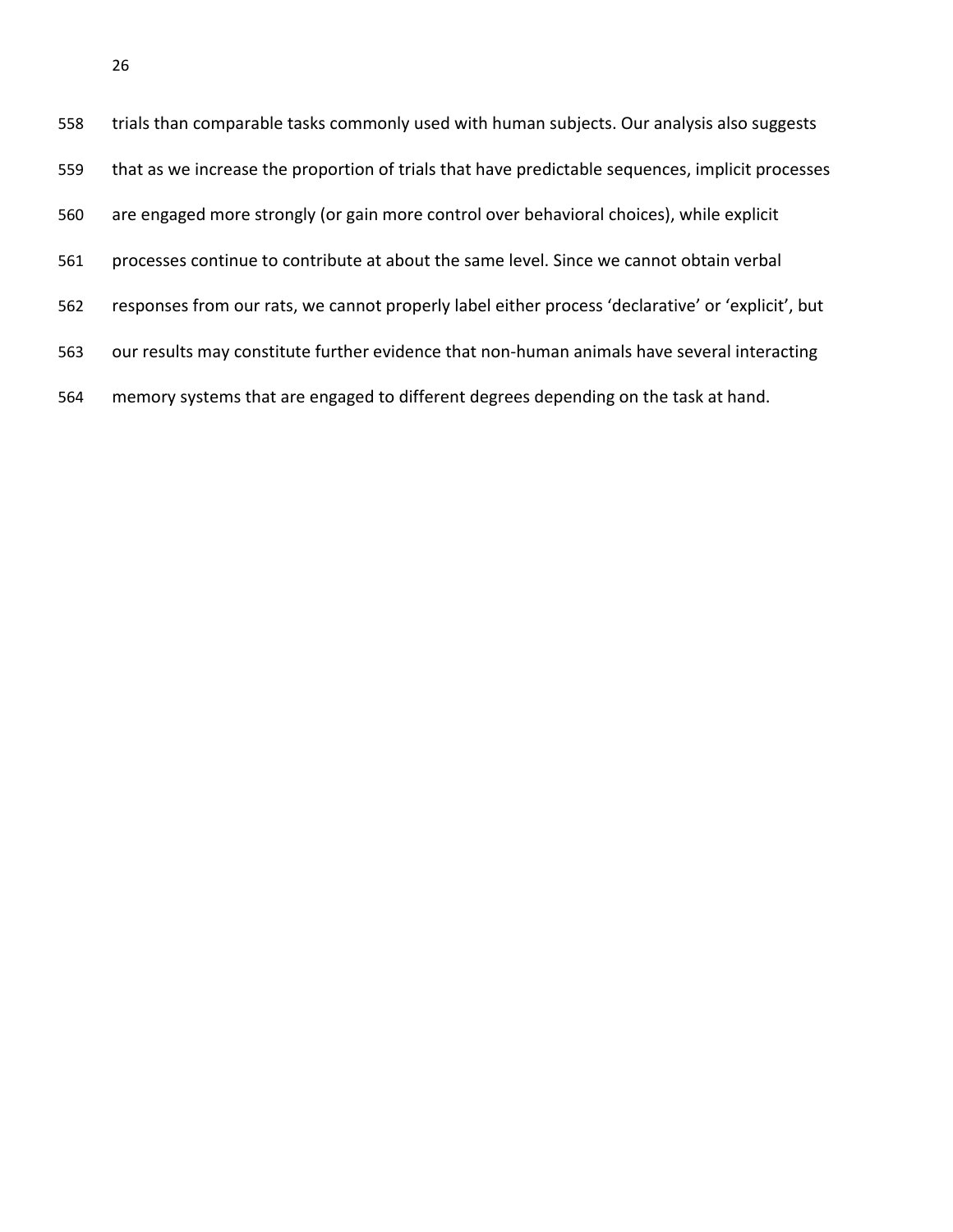trials than comparable tasks commonly used with human subjects. Our analysis also suggests that as we increase the proportion of trials that have predictable sequences, implicit processes are engaged more strongly (or gain more control over behavioral choices), while explicit processes continue to contribute at about the same level. Since we cannot obtain verbal responses from our rats, we cannot properly label either process 'declarative' or 'explicit', but our results may constitute further evidence that non-human animals have several interacting memory systems that are engaged to different degrees depending on the task at hand.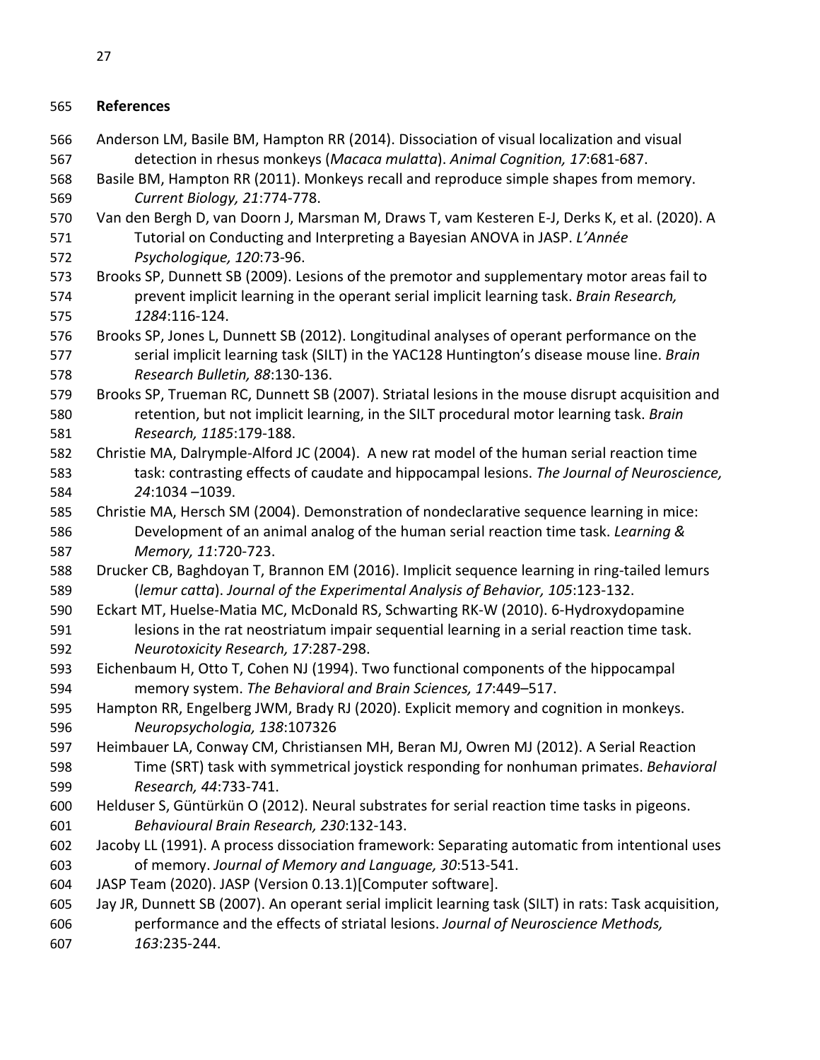## References

Anderson LM, Basile BM, Hampton RR (2014). Dissociation of visual localization and visual detection in rhesus monkeys (*Macaca mulatta*). *Animal Cognition, 17*:681-687.

Basile BM, Hampton RR (2011). Monkeys recall and reproduce simple shapes from memory. *Current Biology, 21*:774-778.

Van den Bergh D, van Doorn J, Marsman M, Draws T, vam Kesteren E-J, Derks K, et al. (2020). A Tutorial on Conducting and Interpreting a Bayesian ANOVA in JASP. *L'Année Psychologique, 120*:73-96.

Brooks SP, Dunnett SB (2009). Lesions of the premotor and supplementary motor areas fail to prevent implicit learning in the operant serial implicit learning task. *Brain Research, 1284*:116-124.

Brooks SP, Jones L, Dunnett SB (2012). Longitudinal analyses of operant performance on the serial implicit learning task (SILT) in the YAC128 Huntington's disease mouse line. *Brain Research Bulletin, 88*:130-136.

Brooks SP, Trueman RC, Dunnett SB (2007). Striatal lesions in the mouse disrupt acquisition and retention, but not implicit learning, in the SILT procedural motor learning task. *Brain Research, 1185*:179-188.

Christie MA, Dalrymple-Alford JC (2004). A new rat model of the human serial reaction time task: contrasting effects of caudate and hippocampal lesions. *The Journal of Neuroscience, 24*:1034 –1039.

Christie MA, Hersch SM (2004). Demonstration of nondeclarative sequence learning in mice: Development of an animal analog of the human serial reaction time task. *Learning & Memory, 11*:720-723.

Drucker CB, Baghdoyan T, Brannon EM (2016). Implicit sequence learning in ring-tailed lemurs (*lemur catta*). *Journal of the Experimental Analysis of Behavior, 105*:123-132.

Eckart MT, Huelse-Matia MC, McDonald RS, Schwarting RK-W (2010). 6-Hydroxydopamine lesions in the rat neostriatum impair sequential learning in a serial reaction time task. *Neurotoxicity Research, 17*:287-298.

Eichenbaum H, Otto T, Cohen NJ (1994). Two functional components of the hippocampal memory system. *The Behavioral and Brain Sciences, 17*:449–517.

Hampton RR, Engelberg JWM, Brady RJ (2020). Explicit memory and cognition in monkeys. *Neuropsychologia, 138*:107326

Heimbauer LA, Conway CM, Christiansen MH, Beran MJ, Owren MJ (2012). A Serial Reaction Time (SRT) task with symmetrical joystick responding for nonhuman primates. *Behavioral Research, 44*:733-741.

Helduser S, Güntürkün O (2012). Neural substrates for serial reaction time tasks in pigeons. *Behavioural Brain Research, 230*:132-143.

Jacoby LL (1991). A process dissociation framework: Separating automatic from intentional uses of memory. *Journal of Memory and Language, 30*:513-541.

JASP Team (2020). JASP (Version 0.13.1)[Computer software].

Jay JR, Dunnett SB (2007). An operant serial implicit learning task (SILT) in rats: Task acquisition, performance and the effects of striatal lesions. *Journal of Neuroscience Methods, 163*:235-244.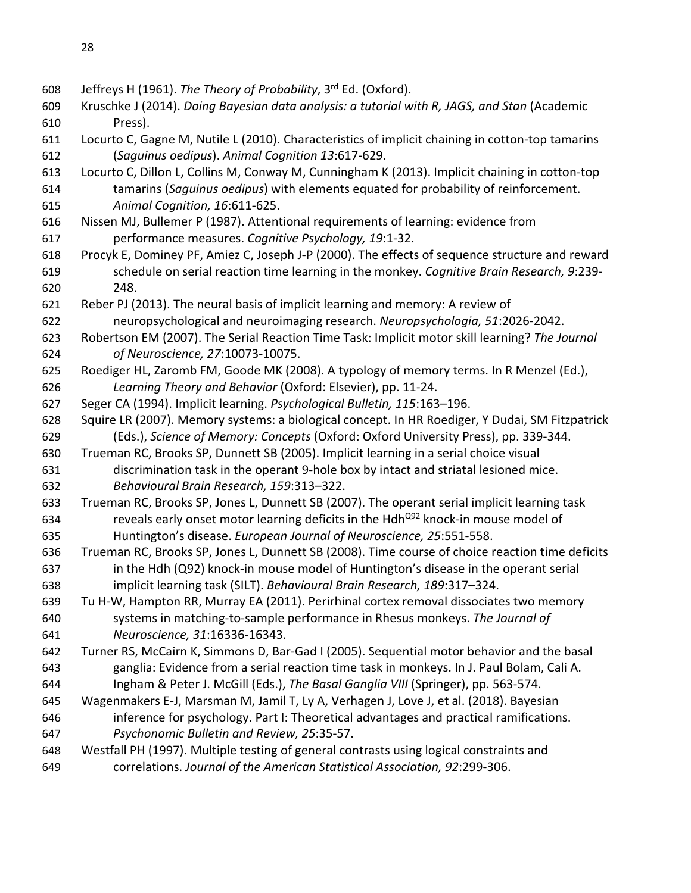Jeffreys H (1961). *The Theory of Probability*, 3rd Ed. (Oxford).

Kruschke J (2014). *Doing Bayesian data analysis: a tutorial with R, JAGS, and Stan* (Academic Press).

Locurto C, Gagne M, Nutile L (2010). Characteristics of implicit chaining in cotton-top tamarins (*Saguinus oedipus*). *Animal Cognition 13*:617-629.

Locurto C, Dillon L, Collins M, Conway M, Cunningham K (2013). Implicit chaining in cotton-top tamarins (*Saguinus oedipus*) with elements equated for probability of reinforcement. *Animal Cognition, 16*:611-625.

Nissen MJ, Bullemer P (1987). Attentional requirements of learning: evidence from performance measures. *Cognitive Psychology, 19*:1-32.

Procyk E, Dominey PF, Amiez C, Joseph J-P (2000). The effects of sequence structure and reward schedule on serial reaction time learning in the monkey. *Cognitive Brain Research, 9*:239-248.

Reber PJ (2013). The neural basis of implicit learning and memory: A review of neuropsychological and neuroimaging research. *Neuropsychologia, 51*:2026-2042.

Robertson EM (2007). The Serial Reaction Time Task: Implicit motor skill learning? *The Journal of Neuroscience, 27*:10073-10075.

Roediger HL, Zaromb FM, Goode MK (2008). A typology of memory terms. In R Menzel (Ed.), *Learning Theory and Behavior* (Oxford: Elsevier), pp. 11-24.

Seger CA (1994). Implicit learning. *Psychological Bulletin, 115*:163–196.

Squire LR (2007). Memory systems: a biological concept. In HR Roediger, Y Dudai, SM Fitzpatrick (Eds.), *Science of Memory: Concepts* (Oxford: Oxford University Press), pp. 339-344.

Trueman RC, Brooks SP, Dunnett SB (2005). Implicit learning in a serial choice visual discrimination task in the operant 9-hole box by intact and striatal lesioned mice. *Behavioural Brain Research, 159*:313–322.

Trueman RC, Brooks SP, Jones L, Dunnett SB (2007). The operant serial implicit learning task reveals early onset motor learning deficits in the $Hdh^{Q92}$ knock-in mouse model of Huntington's disease. *European Journal of Neuroscience, 25*:551-558.

Trueman RC, Brooks SP, Jones L, Dunnett SB (2008). Time course of choice reaction time deficits in the Hdh (Q92) knock-in mouse model of Huntington's disease in the operant serial implicit learning task (SILT). *Behavioural Brain Research, 189*:317–324.

Tu H-W, Hampton RR, Murray EA (2011). Perirhinal cortex removal dissociates two memory systems in matching-to-sample performance in Rhesus monkeys. *The Journal of Neuroscience, 31*:16336-16343.

Turner RS, McCairn K, Simmons D, Bar-Gad I (2005). Sequential motor behavior and the basal ganglia: Evidence from a serial reaction time task in monkeys. In J. Paul Bolam, Cali A. Ingham & Peter J. McGill (Eds.), *The Basal Ganglia VIII* (Springer), pp. 563-574.

Wagenmakers E-J, Marsman M, Jamil T, Ly A, Verhagen J, Love J, et al. (2018). Bayesian inference for psychology. Part I: Theoretical advantages and practical ramifications. *Psychonomic Bulletin and Review, 25*:35-57.

Westfall PH (1997). Multiple testing of general contrasts using logical constraints and correlations. *Journal of the American Statistical Association, 92*:299-306.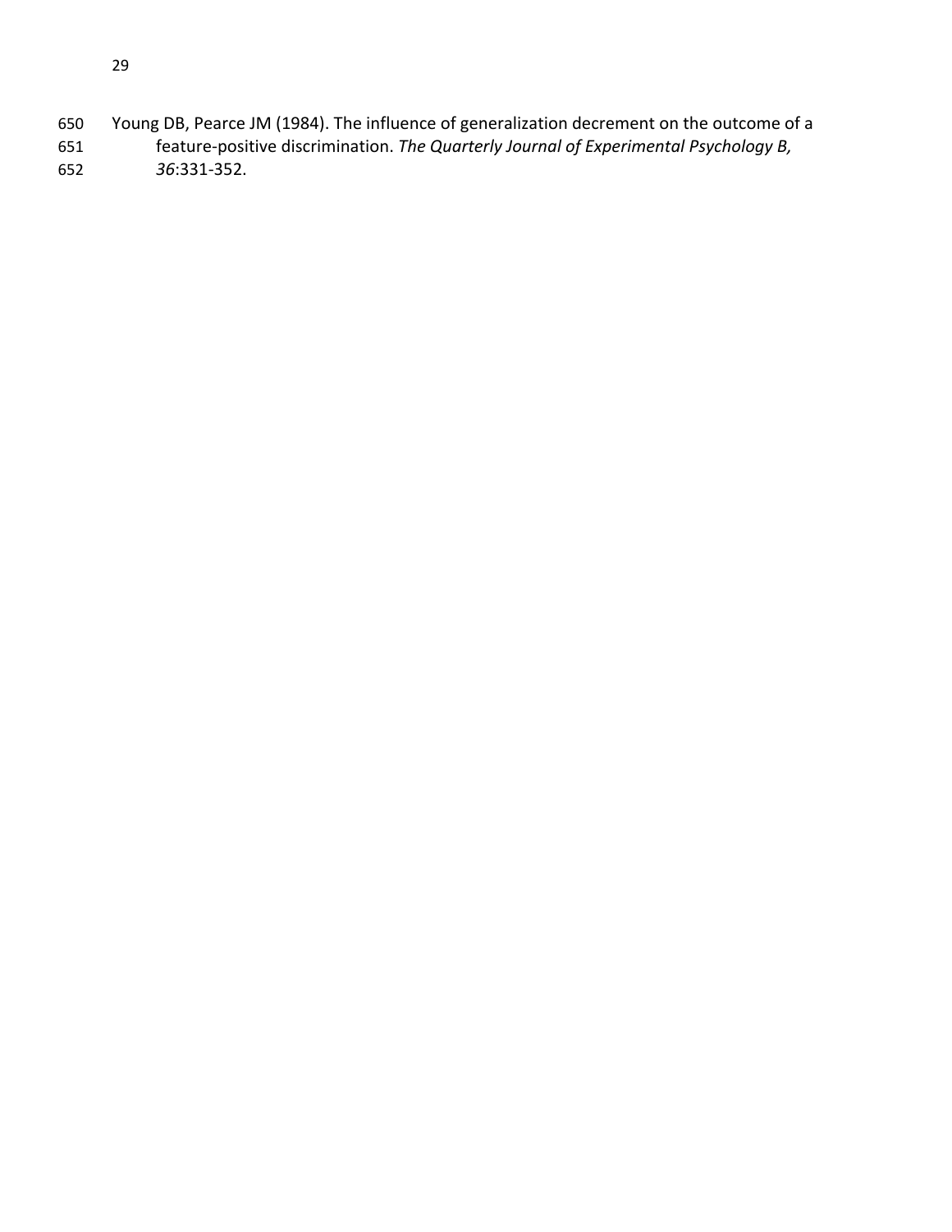Young DB, Pearce JM (1984). The influence of generalization decrement on the outcome of a feature-positive discrimination. *The Quarterly Journal of Experimental Psychology B, 36*:331-352.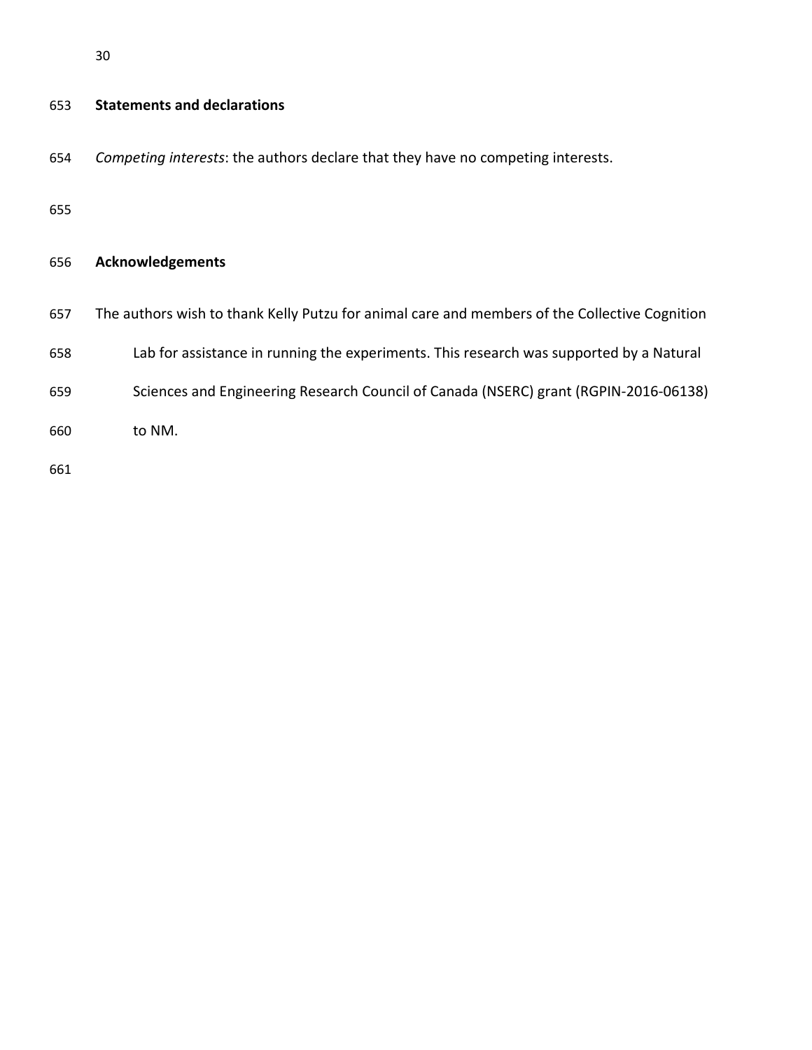## Statements and declarations

*Competing interests*: the authors declare that they have no competing interests.

## Acknowledgements

The authors wish to thank Kelly Putzu for animal care and members of the Collective Cognition Lab for assistance in running the experiments. This research was supported by a Natural Sciences and Engineering Research Council of Canada (NSERC) grant (RGPIN-2016-06138) to NM.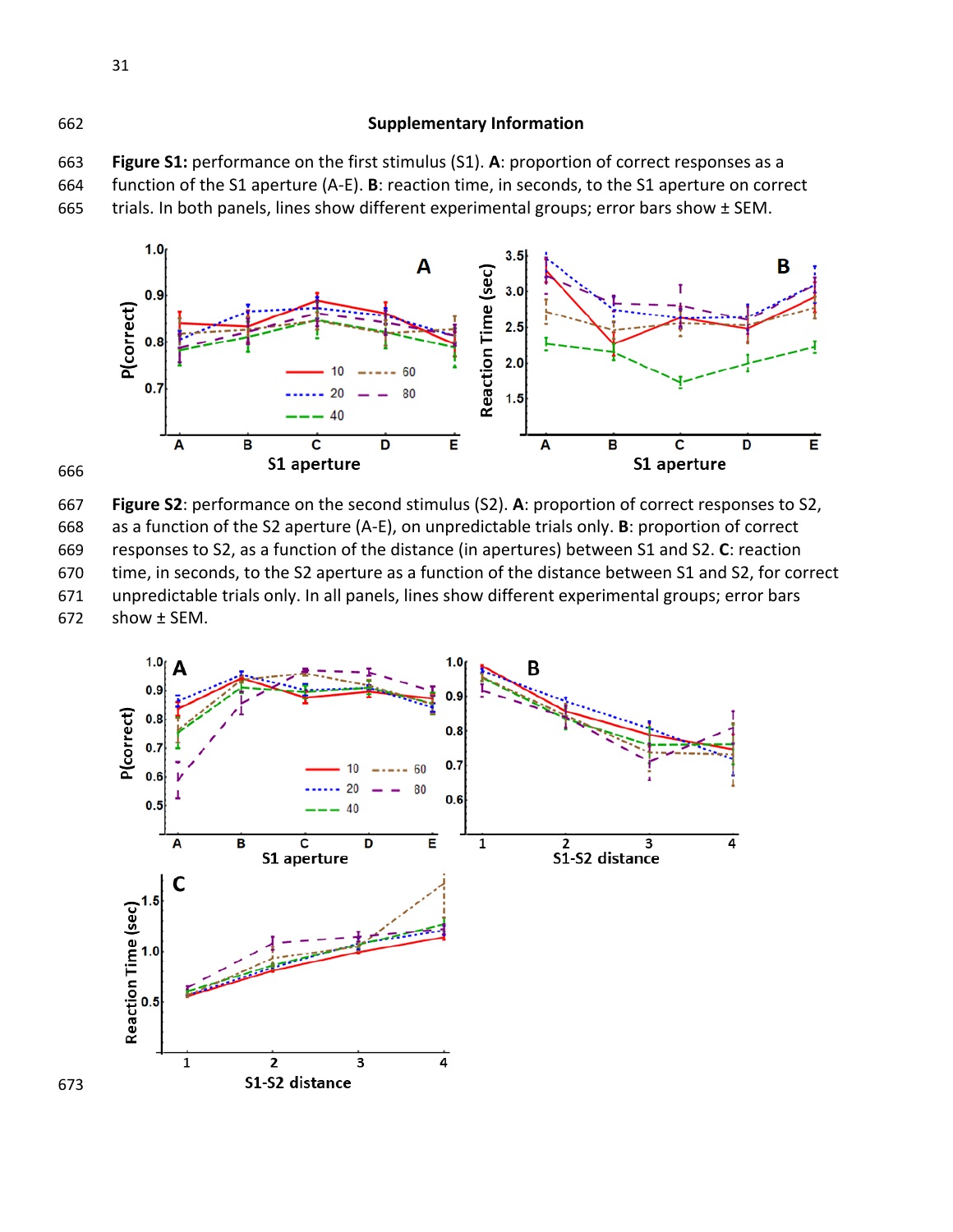## Supplementary Information

**Figure S1:** performance on the first stimulus (S1). **A**: proportion of correct responses as a function of the S1 aperture (A-E). **B**: reaction time, in seconds, to the S1 aperture on correct trials. In both panels, lines show different experimental groups; error bars show ± SEM.

**Figure S2**: performance on the second stimulus (S2). **A**: proportion of correct responses to S2, as a function of the S2 aperture (A-E), on unpredictable trials only. **B**: proportion of correct responses to S2, as a function of the distance (in apertures) between S1 and S2. **C**: reaction time, in seconds, to the S2 aperture as a function of the distance between S1 and S2, for correct unpredictable trials only. In all panels, lines show different experimental groups; error bars show ± SEM.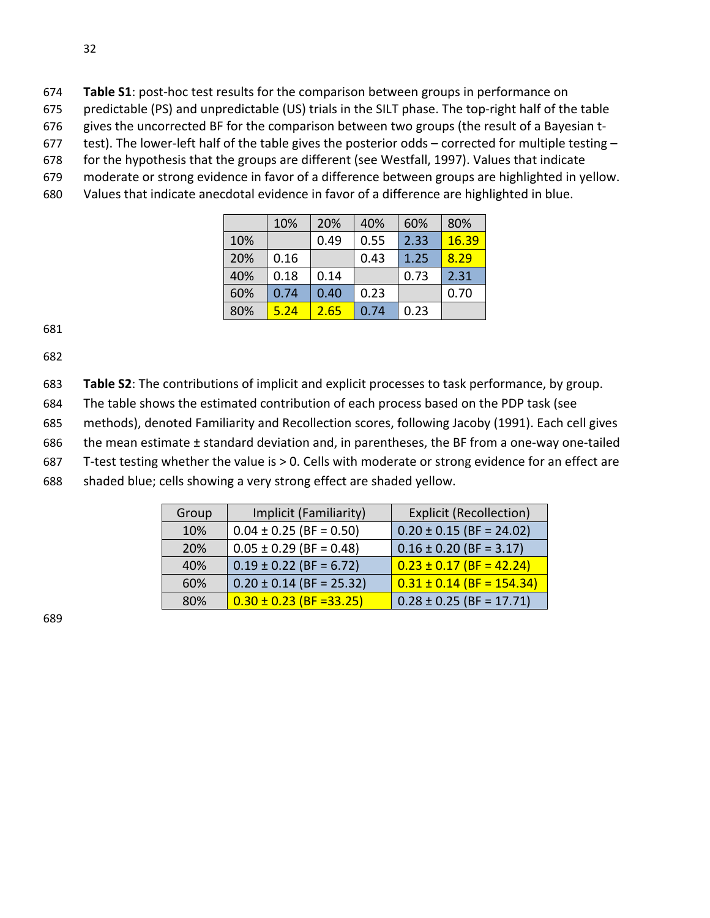**Table S1**: post-hoc test results for the comparison between groups in performance on predictable (PS) and unpredictable (US) trials in the SILT phase. The top-right half of the table gives the uncorrected BF for the comparison between two groups (the result of a Bayesian t-test). The lower-left half of the table gives the posterior odds – corrected for multiple testing – for the hypothesis that the groups are different (see Westfall, 1997). Values that indicate moderate or strong evidence in favor of a difference between groups are highlighted in yellow. Values that indicate anecdotal evidence in favor of a difference are highlighted in blue.

| | 10% | 20% | 40% | 60% | 80% |
|---|---|---|---|---|---|
| 10% | | 0.49 | 0.55 | 2.33 | 16.39 |
| 20% | 0.16 | | 0.43 | 1.25 | 8.29 |
| 40% | 0.18 | 0.14 | | 0.73 | 2.31 |
| 60% | 0.74 | 0.40 | 0.23 | | 0.70 |
| 80% | 5.24 | 2.65 | 0.74 | 0.23 | |

**Table S2**: The contributions of implicit and explicit processes to task performance, by group. The table shows the estimated contribution of each process based on the PDP task (see methods), denoted Familiarity and Recollection scores, following Jacoby (1991). Each cell gives the mean estimate ± standard deviation and, in parentheses, the BF from a one-way one-tailed T-test testing whether the value is > 0. Cells with moderate or strong evidence for an effect are shaded blue; cells showing a very strong effect are shaded yellow.

| Group | Implicit (Familiarity) | Explicit (Recollection) |
|---|---|---|
| 10% | 0.04 ± 0.25 (BF = 0.50) | 0.20 ± 0.15 (BF = 24.02) |
| 20% | 0.05 ± 0.29 (BF = 0.48) | 0.16 ± 0.20 (BF = 3.17) |
| 40% | 0.19 ± 0.22 (BF = 6.72) | 0.23 ± 0.17 (BF = 42.24) |
| 60% | 0.20 ± 0.14 (BF = 25.32) | 0.31 ± 0.14 (BF = 154.34) |
| 80% | 0.30 ± 0.23 (BF =33.25) | 0.28 ± 0.25 (BF = 17.71) |